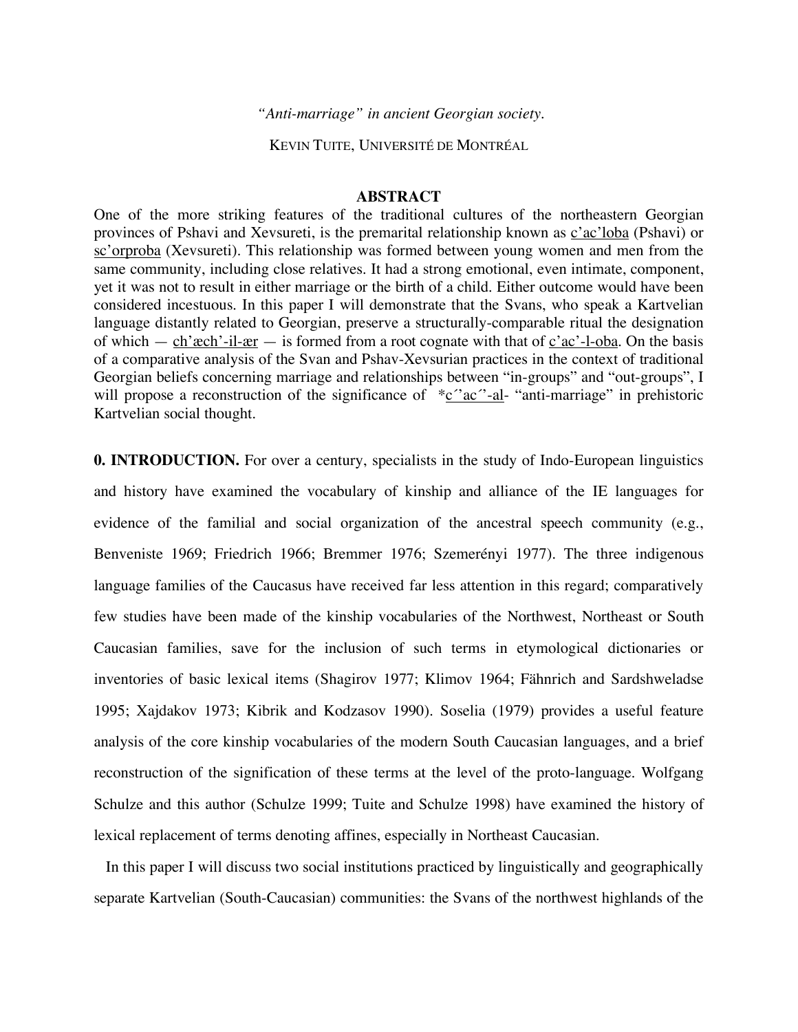*"Anti-marriage" in ancient Georgian society.*

KEVIN TUITE, UNIVERSITÉ DE MONTRÉAL

## ABSTRACT

One of the more striking features of the traditional cultures of the northeastern Georgian provinces of Pshavi and Xevsureti, is the premarital relationship known as <u>c'ac'loba</u> (Pshavi) or <u>sc'orproba</u> (Xevsureti). This relationship was formed between young women and men from the same community, including close relatives. It had a strong emotional, even intimate, component, yet it was not to result in either marriage or the birth of a child. Either outcome would have been considered incestuous. In this paper I will demonstrate that the Svans, who speak a Kartvelian language distantly related to Georgian, preserve a structurally-comparable ritual the designation of which — <u>ch'æch'-il-ær</u> — is formed from a root cognate with that of <u>c'ac'-l-oba</u>. On the basis of a comparative analysis of the Svan and Pshav-Xevsurian practices in the context of traditional Georgian beliefs concerning marriage and relationships between "in-groups" and "out-groups", I will propose a reconstruction of the significance of *<u>c´'ac´'-al</u>- "anti-marriage" in prehistoric Kartvelian social thought.

**0. INTRODUCTION.** For over a century, specialists in the study of Indo-European linguistics and history have examined the vocabulary of kinship and alliance of the IE languages for evidence of the familial and social organization of the ancestral speech community (e.g., Benveniste 1969; Friedrich 1966; Bremmer 1976; Szemerényi 1977). The three indigenous language families of the Caucasus have received far less attention in this regard; comparatively few studies have been made of the kinship vocabularies of the Northwest, Northeast or South Caucasian families, save for the inclusion of such terms in etymological dictionaries or inventories of basic lexical items (Shagirov 1977; Klimov 1964; Fähnrich and Sardshweladse 1995; Xajdakov 1973; Kibrik and Kodzasov 1990). Soselia (1979) provides a useful feature analysis of the core kinship vocabularies of the modern South Caucasian languages, and a brief reconstruction of the signification of these terms at the level of the proto-language. Wolfgang Schulze and this author (Schulze 1999; Tuite and Schulze 1998) have examined the history of lexical replacement of terms denoting affines, especially in Northeast Caucasian.

In this paper I will discuss two social institutions practiced by linguistically and geographically separate Kartvelian (South-Caucasian) communities: the Svans of the northwest highlands of the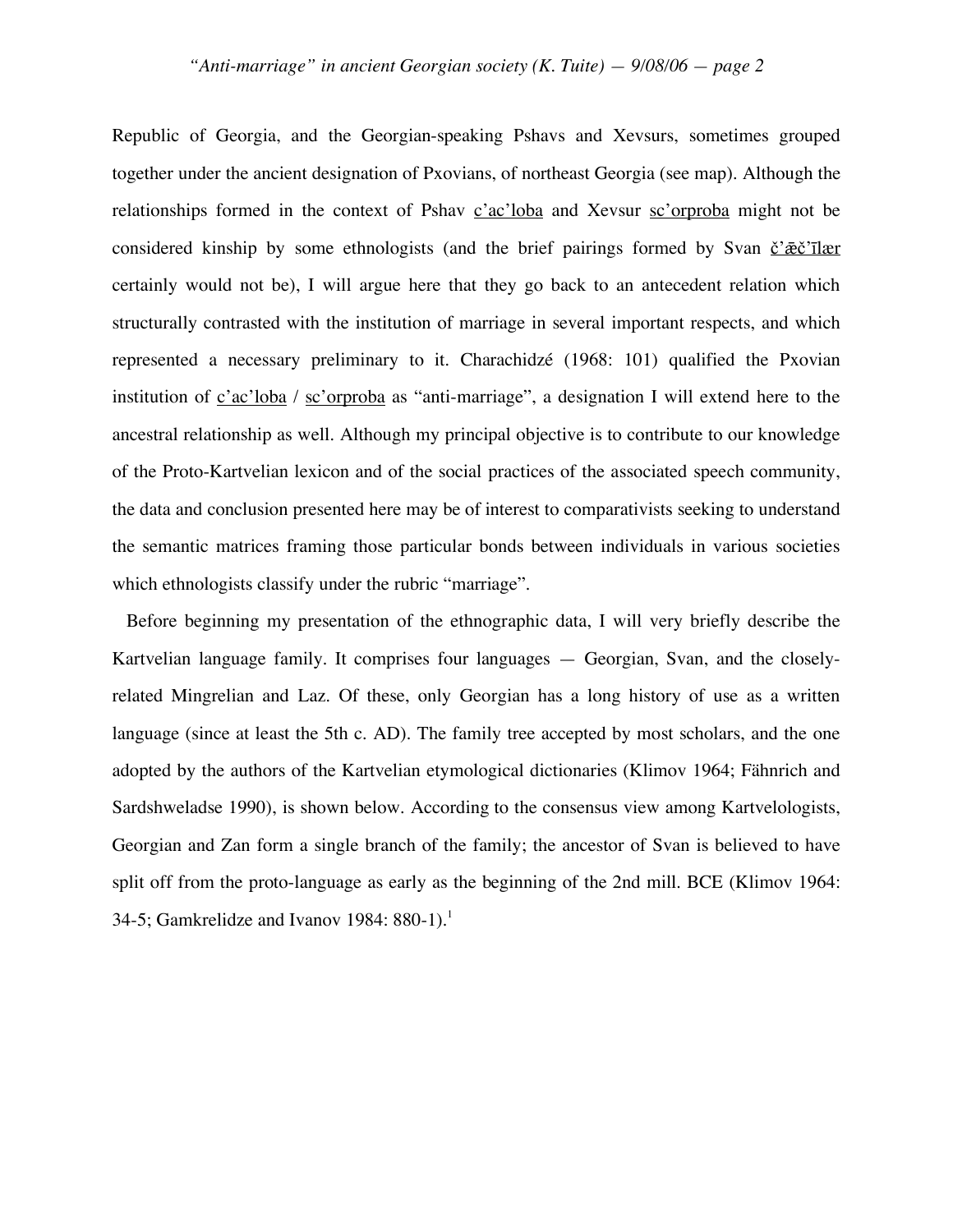Republic of Georgia, and the Georgian-speaking Pshavs and Xevsurs, sometimes grouped together under the ancient designation of Pxovians, of northeast Georgia (see map). Although the relationships formed in the context of Pshav <u>c'ac'loba</u> and Xevsur <u>sc'orproba</u> might not be considered kinship by some ethnologists (and the brief pairings formed by Svan <u>č'ǣč'īlær</u> certainly would not be), I will argue here that they go back to an antecedent relation which structurally contrasted with the institution of marriage in several important respects, and which represented a necessary preliminary to it. Charachidzé (1968: 101) qualified the Pxovian institution of <u>c'ac'loba</u> / <u>sc'orproba</u> as "anti-marriage", a designation I will extend here to the ancestral relationship as well. Although my principal objective is to contribute to our knowledge of the Proto-Kartvelian lexicon and of the social practices of the associated speech community, the data and conclusion presented here may be of interest to comparativists seeking to understand the semantic matrices framing those particular bonds between individuals in various societies which ethnologists classify under the rubric "marriage".

Before beginning my presentation of the ethnographic data, I will very briefly describe the Kartvelian language family. It comprises four languages — Georgian, Svan, and the closely-related Mingrelian and Laz. Of these, only Georgian has a long history of use as a written language (since at least the 5th c. AD). The family tree accepted by most scholars, and the one adopted by the authors of the Kartvelian etymological dictionaries (Klimov 1964; Fähnrich and Sardshweladse 1990), is shown below. According to the consensus view among Kartvelologists, Georgian and Zan form a single branch of the family; the ancestor of Svan is believed to have split off from the proto-language as early as the beginning of the 2nd mill. BCE (Klimov 1964: 34-5; Gamkrelidze and Ivanov 1984: 880-1).[1]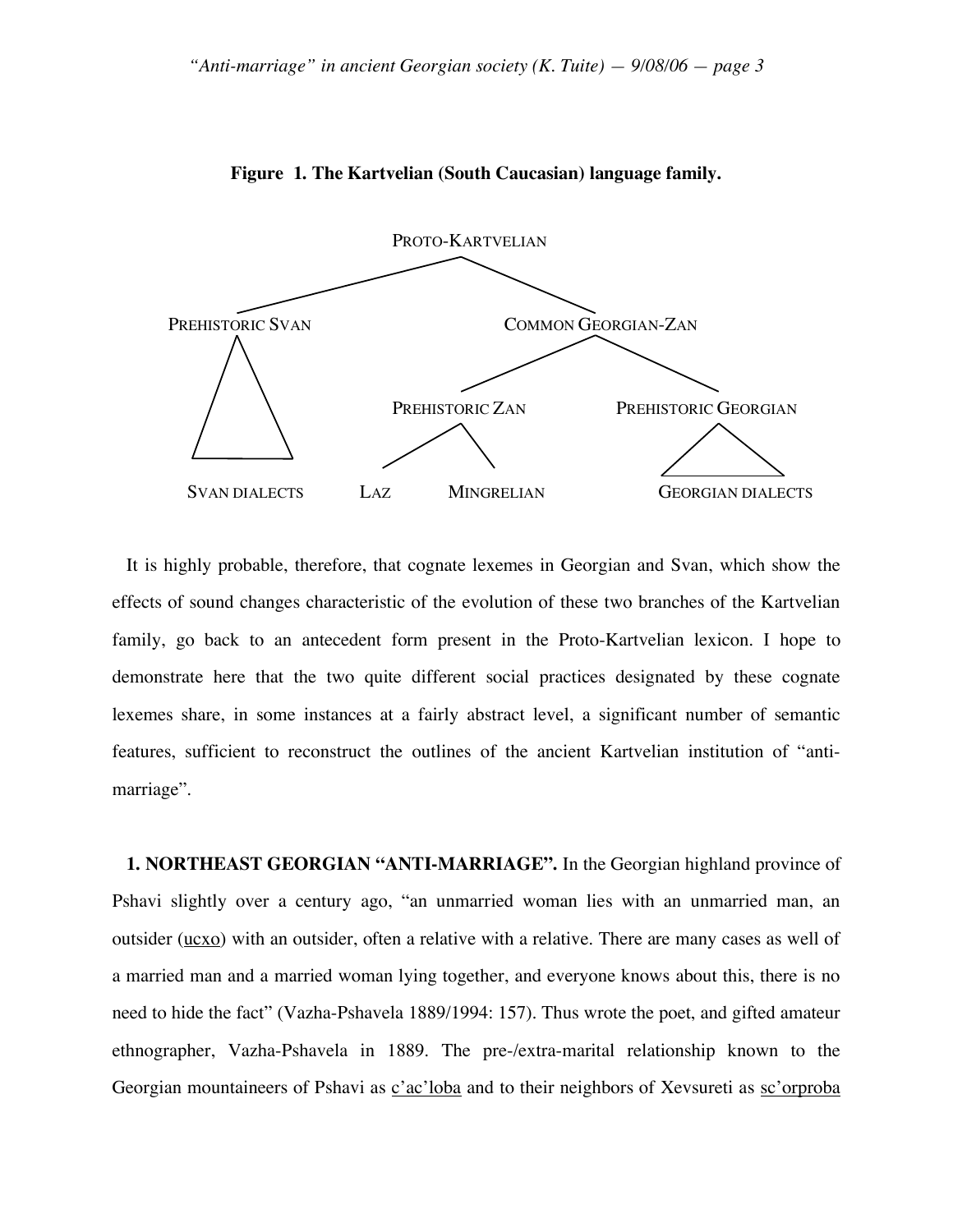**Figure 1. The Kartvelian (South Caucasian) language family.**

```
                         PROTO-KARTVELIAN
                    /                      \
        PREHISTORIC SVAN              COMMON GEORGIAN-ZAN
              |                      /                   \
              |             PREHISTORIC ZAN        PREHISTORIC GEORGIAN
              |              /          \                   |
        SVAN DIALECTS      LAZ      MINGRELIAN       GEORGIAN DIALECTS
```

It is highly probable, therefore, that cognate lexemes in Georgian and Svan, which show the effects of sound changes characteristic of the evolution of these two branches of the Kartvelian family, go back to an antecedent form present in the Proto-Kartvelian lexicon. I hope to demonstrate here that the two quite different social practices designated by these cognate lexemes share, in some instances at a fairly abstract level, a significant number of semantic features, sufficient to reconstruct the outlines of the ancient Kartvelian institution of "anti-marriage".

**1. NORTHEAST GEORGIAN "ANTI-MARRIAGE".** In the Georgian highland province of Pshavi slightly over a century ago, "an unmarried woman lies with an unmarried man, an outsider (ucxo) with an outsider, often a relative with a relative. There are many cases as well of a married man and a married woman lying together, and everyone knows about this, there is no need to hide the fact" (Vazha-Pshavela 1889/1994: 157). Thus wrote the poet, and gifted amateur ethnographer, Vazha-Pshavela in 1889. The pre-/extra-marital relationship known to the Georgian mountaineers of Pshavi as c'ac'loba and to their neighbors of Xevsureti as sc'orproba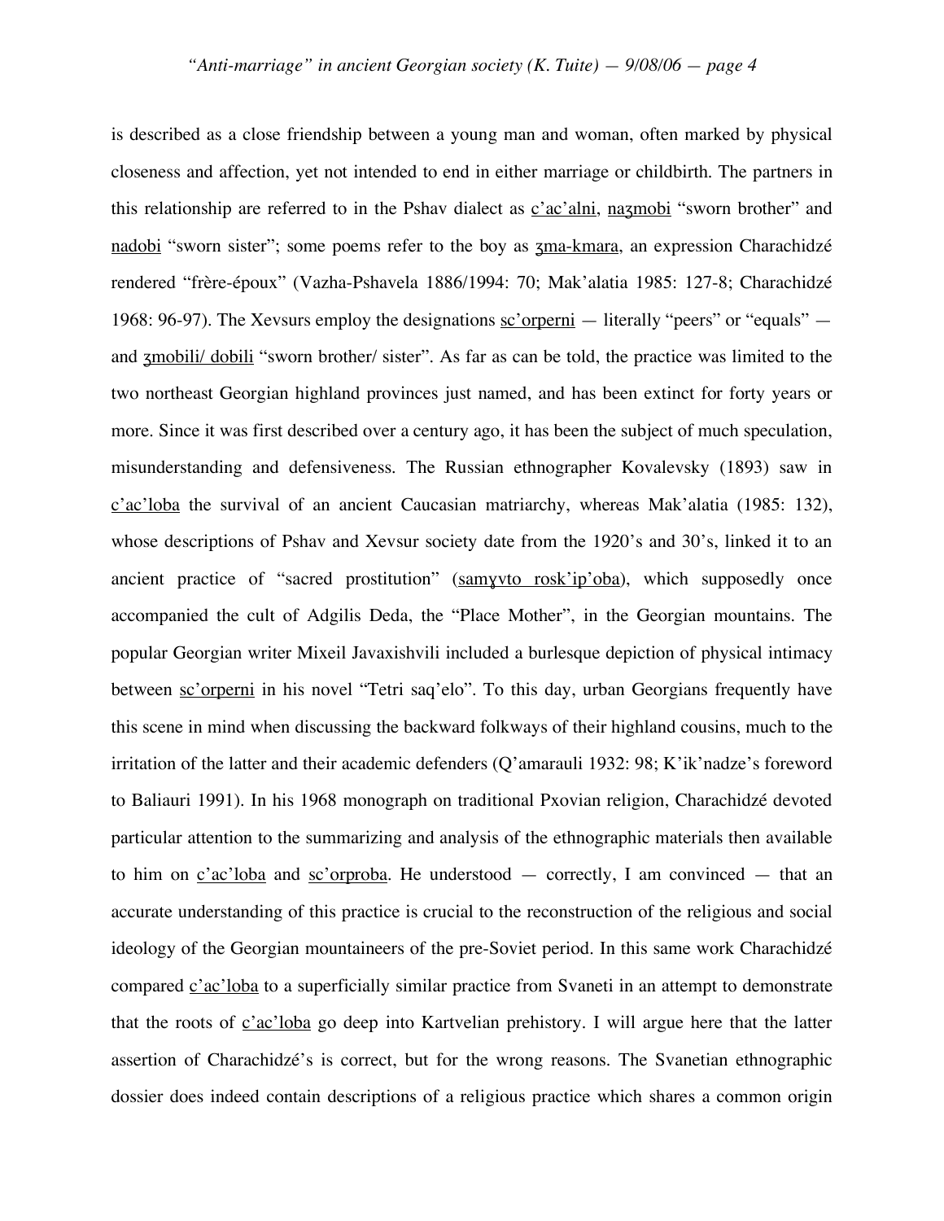is described as a close friendship between a young man and woman, often marked by physical closeness and affection, yet not intended to end in either marriage or childbirth. The partners in this relationship are referred to in the Pshav dialect as <u>c'ac'alni</u>, <u>naʒmobi</u> "sworn brother" and <u>nadobi</u> "sworn sister"; some poems refer to the boy as <u>ʒma-kmara</u>, an expression Charachidzé rendered "frère-époux" (Vazha-Pshavela 1886/1994: 70; Mak'alatia 1985: 127-8; Charachidzé 1968: 96-97). The Xevsurs employ the designations <u>sc'orperni</u> — literally "peers" or "equals" — and <u>ʒmobili/ dobili</u> "sworn brother/ sister". As far as can be told, the practice was limited to the two northeast Georgian highland provinces just named, and has been extinct for forty years or more. Since it was first described over a century ago, it has been the subject of much speculation, misunderstanding and defensiveness. The Russian ethnographer Kovalevsky (1893) saw in <u>c'ac'loba</u> the survival of an ancient Caucasian matriarchy, whereas Mak'alatia (1985: 132), whose descriptions of Pshav and Xevsur society date from the 1920's and 30's, linked it to an ancient practice of "sacred prostitution" (<u>samɣvto rosk'ip'oba</u>), which supposedly once accompanied the cult of Adgilis Deda, the "Place Mother", in the Georgian mountains. The popular Georgian writer Mixeil Javaxishvili included a burlesque depiction of physical intimacy between <u>sc'orperni</u> in his novel "Tetri saq'elo". To this day, urban Georgians frequently have this scene in mind when discussing the backward folkways of their highland cousins, much to the irritation of the latter and their academic defenders (Q'amarauli 1932: 98; K'ik'nadze's foreword to Baliauri 1991). In his 1968 monograph on traditional Pxovian religion, Charachidzé devoted particular attention to the summarizing and analysis of the ethnographic materials then available to him on <u>c'ac'loba</u> and <u>sc'orproba</u>. He understood — correctly, I am convinced — that an accurate understanding of this practice is crucial to the reconstruction of the religious and social ideology of the Georgian mountaineers of the pre-Soviet period. In this same work Charachidzé compared <u>c'ac'loba</u> to a superficially similar practice from Svaneti in an attempt to demonstrate that the roots of <u>c'ac'loba</u> go deep into Kartvelian prehistory. I will argue here that the latter assertion of Charachidzé's is correct, but for the wrong reasons. The Svanetian ethnographic dossier does indeed contain descriptions of a religious practice which shares a common origin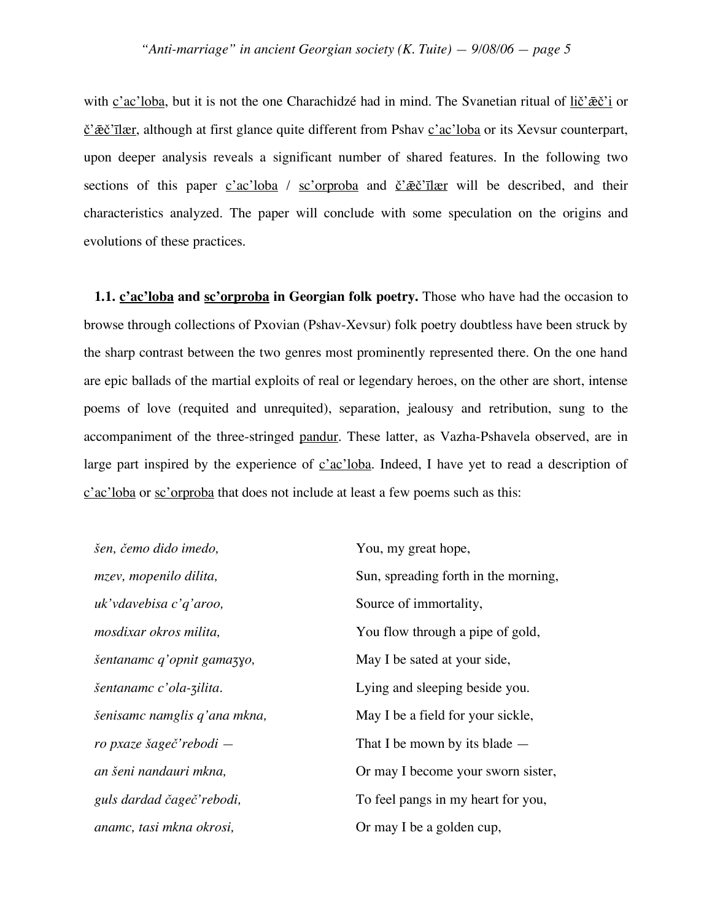with c’ac’loba, but it is not the one Charachidzé had in mind. The Svanetian ritual of lič’ǣč’i or č’ǣč’īlær, although at first glance quite different from Pshav c’ac’loba or its Xevsur counterpart, upon deeper analysis reveals a significant number of shared features. In the following two sections of this paper c’ac’loba / sc’orproba and č’ǣč’īlær will be described, and their characteristics analyzed. The paper will conclude with some speculation on the origins and evolutions of these practices.

**1.1. c’ac’loba and sc’orproba in Georgian folk poetry.** Those who have had the occasion to browse through collections of Pxovian (Pshav-Xevsur) folk poetry doubtless have been struck by the sharp contrast between the two genres most prominently represented there. On the one hand are epic ballads of the martial exploits of real or legendary heroes, on the other are short, intense poems of love (requited and unrequited), separation, jealousy and retribution, sung to the accompaniment of the three-stringed pandur. These latter, as Vazha-Pshavela observed, are in large part inspired by the experience of c’ac’loba. Indeed, I have yet to read a description of c’ac’loba or sc’orproba that does not include at least a few poems such as this:

| | |
|---|---|
| *šen, čemo dido imedo,* | You, my great hope, |
| *mzev, mopenilo dilita,* | Sun, spreading forth in the morning, |
| *uk’vdavebisa c’q’aroo,* | Source of immortality, |
| *mosdixar okros milita,* | You flow through a pipe of gold, |
| *šentanamc q’opnit gamaʒɣo,* | May I be sated at your side, |
| *šentanamc c’ola-ʒilita.* | Lying and sleeping beside you. |
| *šenisamc namglis q’ana mkna,* | May I be a field for your sickle, |
| *ro pxaze šageč’rebodi —* | That I be mown by its blade — |
| *an šeni nandauri mkna,* | Or may I become your sworn sister, |
| *guls dardad čageč’rebodi,* | To feel pangs in my heart for you, |
| *anamc, tasi mkna okrosi,* | Or may I be a golden cup, |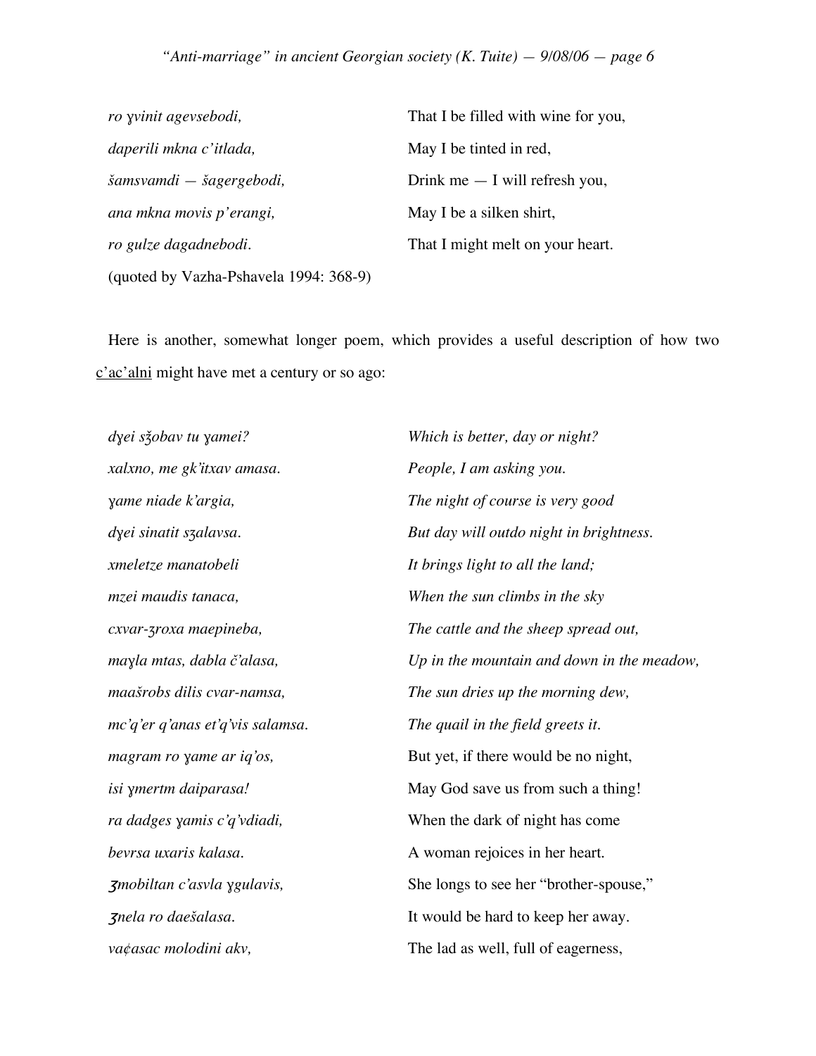| | |
|---|---|
| *ro ɣvinit agevsebodi,* | That I be filled with wine for you, |
| *daperili mkna c'itlada,* | May I be tinted in red, |
| *šamsvamdi — šagergebodi,* | Drink me — I will refresh you, |
| *ana mkna movis p'erangi,* | May I be a silken shirt, |
| *ro gulze dagadnebodi.* | That I might melt on your heart. |

(quoted by Vazha-Pshavela 1994: 368-9)

Here is another, somewhat longer poem, which provides a useful description of how two c'ac'alni might have met a century or so ago:

| | |
|---|---|
| *dɣei sǯobav tu ɣamei?* | *Which is better, day or night?* |
| *xalxno, me gk'itxav amasa.* | *People, I am asking you.* |
| *ɣame niade k'argia,* | *The night of course is very good* |
| *dɣei sinatit sʒalavsa.* | *But day will outdo night in brightness.* |
| *xmeletze manatobeli* | *It brings light to all the land;* |
| *mzei maudis tanaca,* | *When the sun climbs in the sky* |
| *cxvar-ʒroxa maepineba,* | *The cattle and the sheep spread out,* |
| *maɣla mtas, dabla č'alasa,* | *Up in the mountain and down in the meadow,* |
| *maašrobs dilis cvar-namsa,* | *The sun dries up the morning dew,* |
| *mc'q'er q'anas et'q'vis salamsa.* | *The quail in the field greets it.* |
| *magram ro ɣame ar iq'os,* | But yet, if there would be no night, |
| *isi ɣmertm daiparasa!* | May God save us from such a thing! |
| *ra dadges ɣamis c'q'vdiadi,* | When the dark of night has come |
| *bevrsa uxaris kalasa.* | A woman rejoices in her heart. |
| *ʒmobiltan c'asvla ɣgulavis,* | She longs to see her "brother-spouse," |
| *ʒnela ro daešalasa.* | It would be hard to keep her away. |
| *vaȼasac molodini akv,* | The lad as well, full of eagerness, |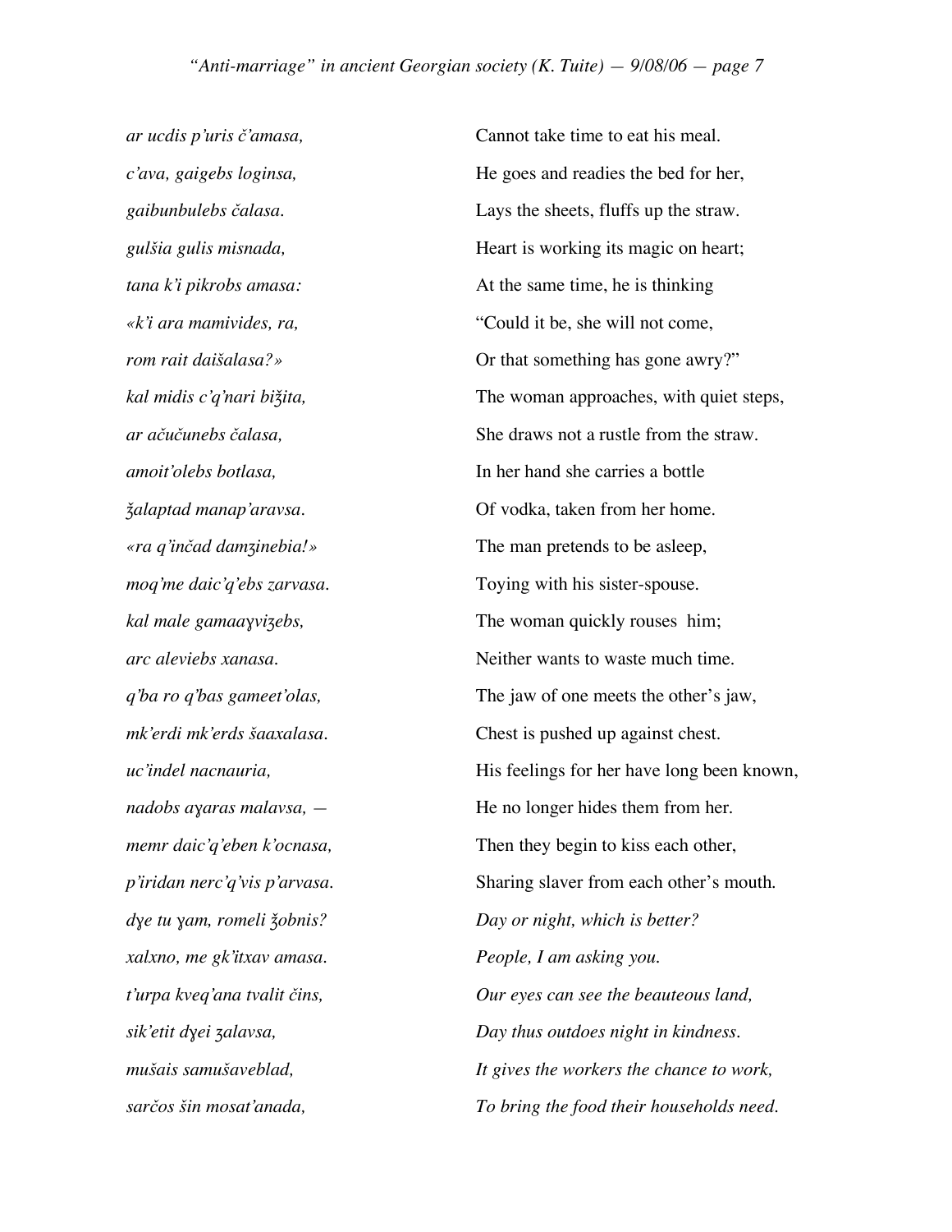| | |
|---|---|
| *ar ucdis p'uris č'amasa,* | Cannot take time to eat his meal. |
| *c'ava, gaigebs loginsa,* | He goes and readies the bed for her, |
| *gaibunbulebs čalasa.* | Lays the sheets, fluffs up the straw. |
| *gulšia gulis misnada,* | Heart is working its magic on heart; |
| *tana k'i pikrobs amasa:* | At the same time, he is thinking |
| *«k'i ara mamivides, ra,* | "Could it be, she will not come, |
| *rom rait daišalasa?»* | Or that something has gone awry?" |
| *kal midis c'q'nari bižita,* | The woman approaches, with quiet steps, |
| *ar ačučunebs čalasa,* | She draws not a rustle from the straw. |
| *amoit'olebs botlasa,* | In her hand she carries a bottle |
| *žalaptad manap'aravsa.* | Of vodka, taken from her home. |
| *«ra q'inčad damʒinebia!»* | The man pretends to be asleep, |
| *moq'me daic'q'ebs zarvasa.* | Toying with his sister-spouse. |
| *kal male gamaaɣviʒebs,* | The woman quickly rouses him; |
| *arc aleviebs xanasa.* | Neither wants to waste much time. |
| *q'ba ro q'bas gameet'olas,* | The jaw of one meets the other's jaw, |
| *mk'erdi mk'erds šaaxalasa.* | Chest is pushed up against chest. |
| *uc'indel nacnauria,* | His feelings for her have long been known, |
| *nadobs aɣaras malavsa, —* | He no longer hides them from her. |
| *memr daic'q'eben k'ocnasa,* | Then they begin to kiss each other, |
| *p'iridan nerc'q'vis p'arvasa.* | Sharing slaver from each other's mouth. |
| *dɣe tu ɣam, romeli žobnis?* | *Day or night, which is better?* |
| *xalxno, me gk'itxav amasa.* | *People, I am asking you.* |
| *t'urpa kveq'ana tvalit čins,* | *Our eyes can see the beauteous land,* |
| *sik'etit dɣei ʒalavsa,* | *Day thus outdoes night in kindness.* |
| *mušais samušaveblad,* | *It gives the workers the chance to work,* |
| *sarčos šin mosat'anada,* | *To bring the food their households need.* |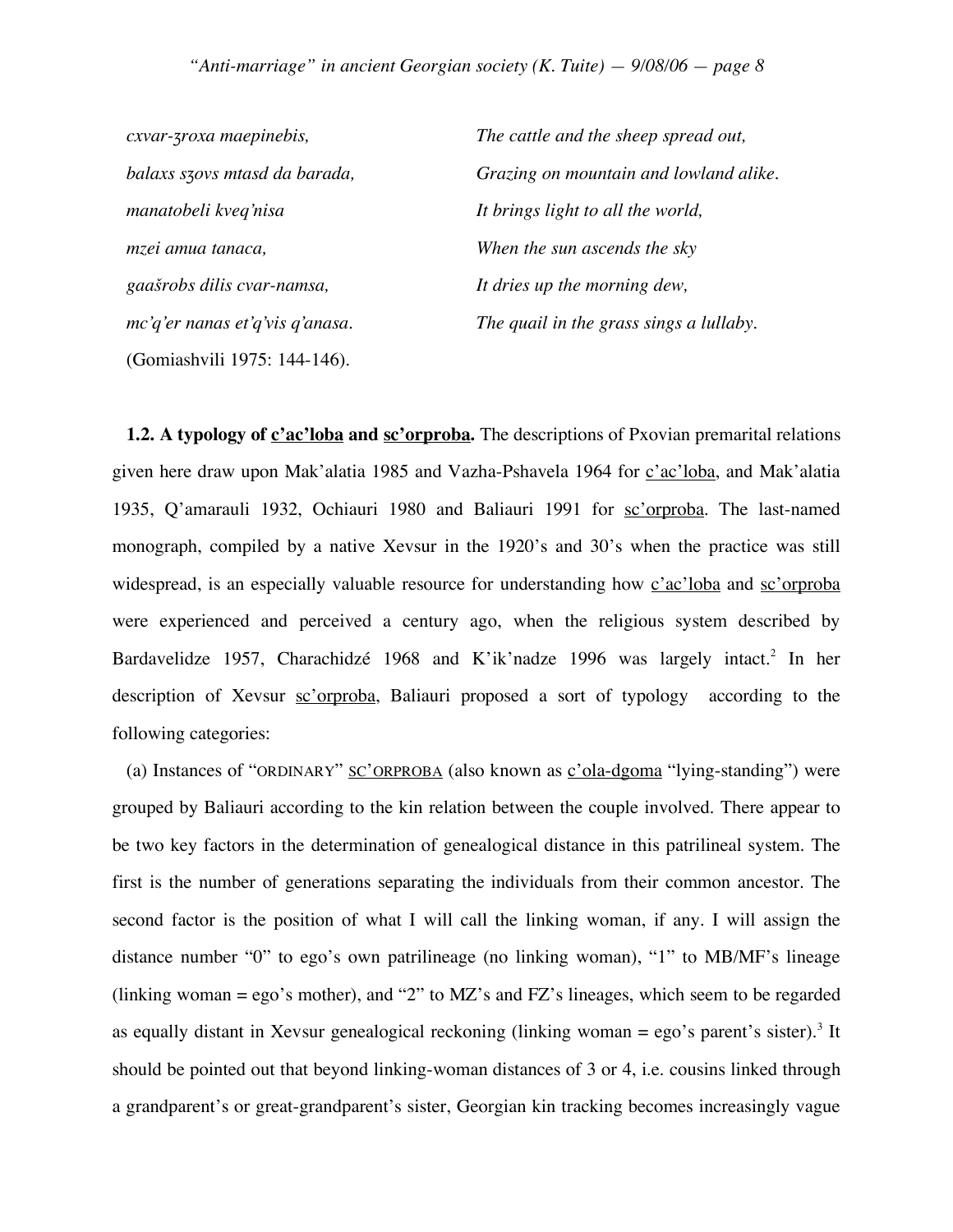| | |
|---|---|
| *cxvar-ʒroxa maepinebis,* | *The cattle and the sheep spread out,* |
| *balaxs sʒovs mtasd da barada,* | *Grazing on mountain and lowland alike.* |
| *manatobeli kveq'nisa* | *It brings light to all the world,* |
| *mzei amua tanaca,* | *When the sun ascends the sky* |
| *gaašrobs dilis cvar-namsa,* | *It dries up the morning dew,* |
| *mc'q'er nanas et'q'vis q'anasa.* | *The quail in the grass sings a lullaby.* |
| (Gomiashvili 1975: 144-146). | |

**1.2. A typology of c'ac'loba and sc'orproba.** The descriptions of Pxovian premarital relations given here draw upon Mak'alatia 1985 and Vazha-Pshavela 1964 for c'ac'loba, and Mak'alatia 1935, Q'amarauli 1932, Ochiauri 1980 and Baliauri 1991 for sc'orproba. The last-named monograph, compiled by a native Xevsur in the 1920's and 30's when the practice was still widespread, is an especially valuable resource for understanding how c'ac'loba and sc'orproba were experienced and perceived a century ago, when the religious system described by Bardavelidze 1957, Charachidzé 1968 and K'ik'nadze 1996 was largely intact.[2] In her description of Xevsur sc'orproba, Baliauri proposed a sort of typology according to the following categories:

(a) Instances of "ORDINARY" SC'ORPROBA (also known as c'ola-dgoma "lying-standing") were grouped by Baliauri according to the kin relation between the couple involved. There appear to be two key factors in the determination of genealogical distance in this patrilineal system. The first is the number of generations separating the individuals from their common ancestor. The second factor is the position of what I will call the linking woman, if any. I will assign the distance number "0" to ego's own patrilineage (no linking woman), "1" to MB/MF's lineage (linking woman = ego's mother), and "2" to MZ's and FZ's lineages, which seem to be regarded as equally distant in Xevsur genealogical reckoning (linking woman = ego's parent's sister).[3] It should be pointed out that beyond linking-woman distances of 3 or 4, i.e. cousins linked through a grandparent's or great-grandparent's sister, Georgian kin tracking becomes increasingly vague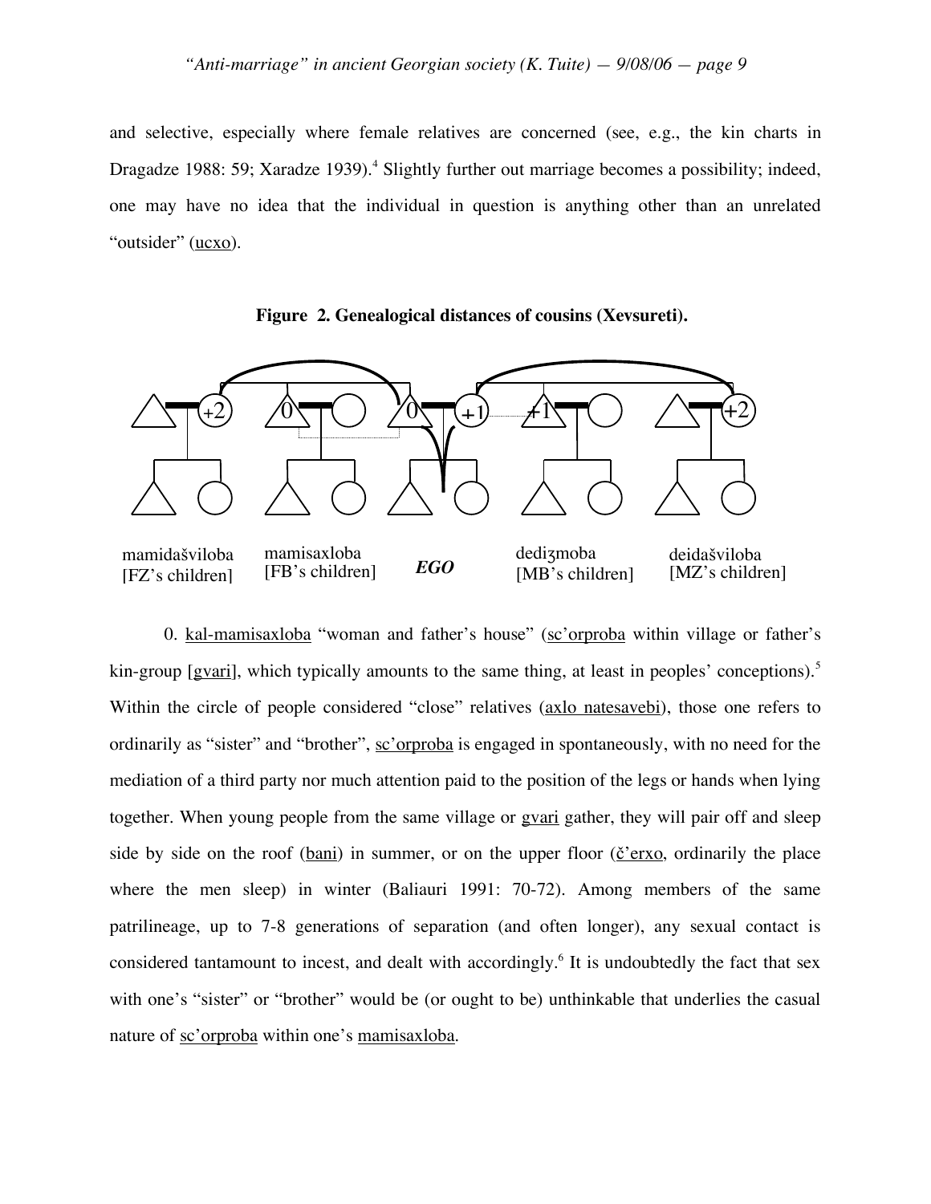and selective, especially where female relatives are concerned (see, e.g., the kin charts in Dragadze 1988: 59; Xaradze 1939).[4] Slightly further out marriage becomes a possibility; indeed, one may have no idea that the individual in question is anything other than an unrelated "outsider" (ucxo).

**Figure 2. Genealogical distances of cousins (Xevsureti).**

mamidašviloba [FZ's children] mamisaxloba [FB's children] *EGO* dediʒmoba [MB's children] deidašviloba [MZ's children]

0. kal-mamisaxloba "woman and father's house" (sc'orproba within village or father's kin-group [gvari], which typically amounts to the same thing, at least in peoples' conceptions).[5] Within the circle of people considered "close" relatives (axlo natesavebi), those one refers to ordinarily as "sister" and "brother", sc'orproba is engaged in spontaneously, with no need for the mediation of a third party nor much attention paid to the position of the legs or hands when lying together. When young people from the same village or gvari gather, they will pair off and sleep side by side on the roof (bani) in summer, or on the upper floor (č'erxo, ordinarily the place where the men sleep) in winter (Baliauri 1991: 70-72). Among members of the same patrilineage, up to 7-8 generations of separation (and often longer), any sexual contact is considered tantamount to incest, and dealt with accordingly.[6] It is undoubtedly the fact that sex with one's "sister" or "brother" would be (or ought to be) unthinkable that underlies the casual nature of sc'orproba within one's mamisaxloba.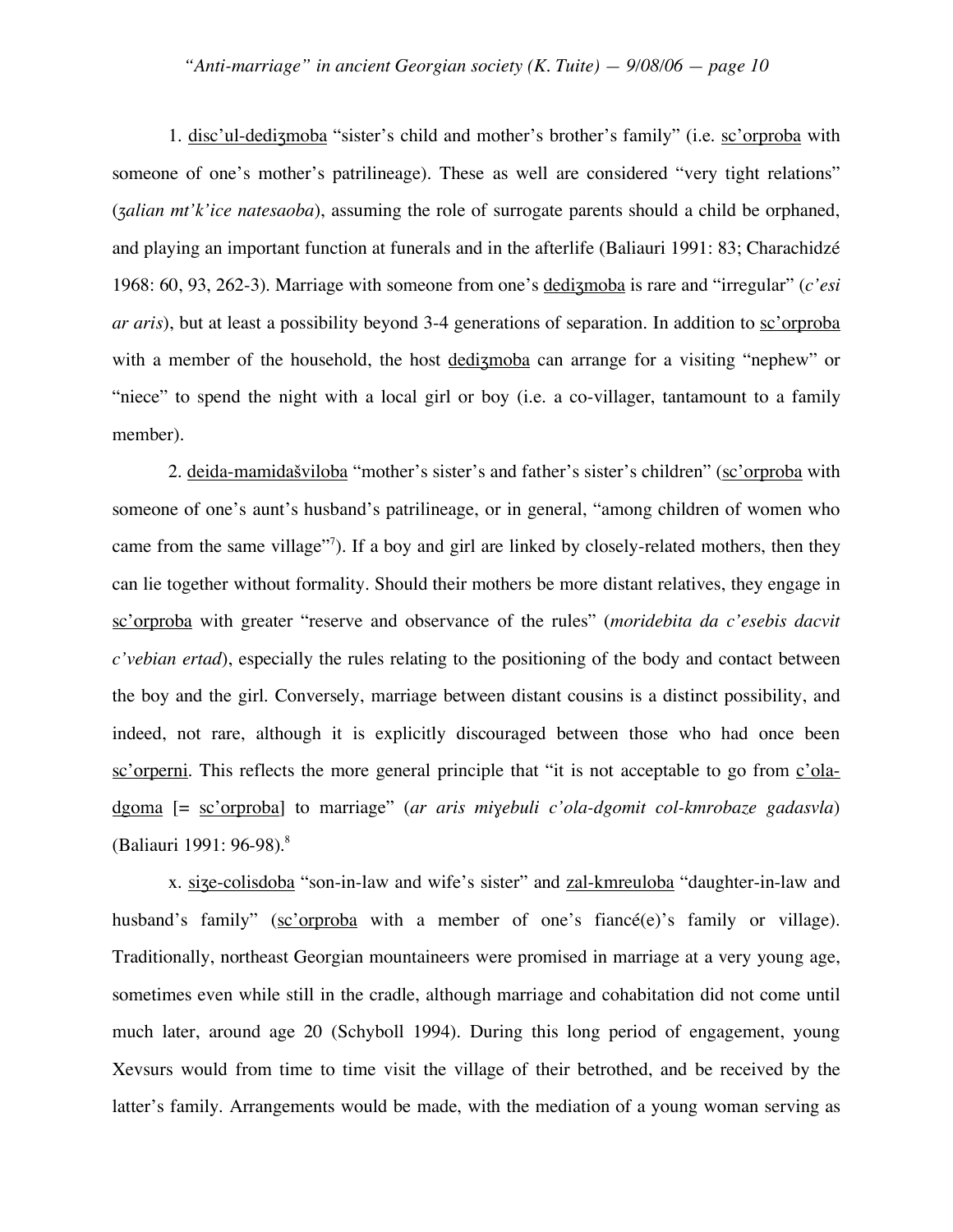1. <u>disc'ul-dediʒmoba</u> "sister's child and mother's brother's family" (i.e. <u>sc'orproba</u> with someone of one's mother's patrilineage). These as well are considered "very tight relations" (*ʒalian mt'k'ice natesaoba*), assuming the role of surrogate parents should a child be orphaned, and playing an important function at funerals and in the afterlife (Baliauri 1991: 83; Charachidzé 1968: 60, 93, 262-3). Marriage with someone from one's <u>dediʒmoba</u> is rare and "irregular" (*c'esi ar aris*), but at least a possibility beyond 3-4 generations of separation. In addition to <u>sc'orproba</u> with a member of the household, the host <u>dediʒmoba</u> can arrange for a visiting "nephew" or "niece" to spend the night with a local girl or boy (i.e. a co-villager, tantamount to a family member).

2. <u>deida-mamidašviloba</u> "mother's sister's and father's sister's children" (<u>sc'orproba</u> with someone of one's aunt's husband's patrilineage, or in general, "among children of women who came from the same village"[7]). If a boy and girl are linked by closely-related mothers, then they can lie together without formality. Should their mothers be more distant relatives, they engage in <u>sc'orproba</u> with greater "reserve and observance of the rules" (*moridebita da c'esebis dacvit c'vebian ertad*), especially the rules relating to the positioning of the body and contact between the boy and the girl. Conversely, marriage between distant cousins is a distinct possibility, and indeed, not rare, although it is explicitly discouraged between those who had once been <u>sc'orperni</u>. This reflects the more general principle that "it is not acceptable to go from <u>c'ola-dgoma</u> [= <u>sc'orproba</u>] to marriage" (*ar aris miɣebuli c'ola-dgomit col-kmrobaze gadasvla*) (Baliauri 1991: 96-98).[8]

x. <u>siʒe-colisdoba</u> "son-in-law and wife's sister" and <u>zal-kmreuloba</u> "daughter-in-law and husband's family" (<u>sc'orproba</u> with a member of one's fiancé(e)'s family or village). Traditionally, northeast Georgian mountaineers were promised in marriage at a very young age, sometimes even while still in the cradle, although marriage and cohabitation did not come until much later, around age 20 (Schyboll 1994). During this long period of engagement, young Xevsurs would from time to time visit the village of their betrothed, and be received by the latter's family. Arrangements would be made, with the mediation of a young woman serving as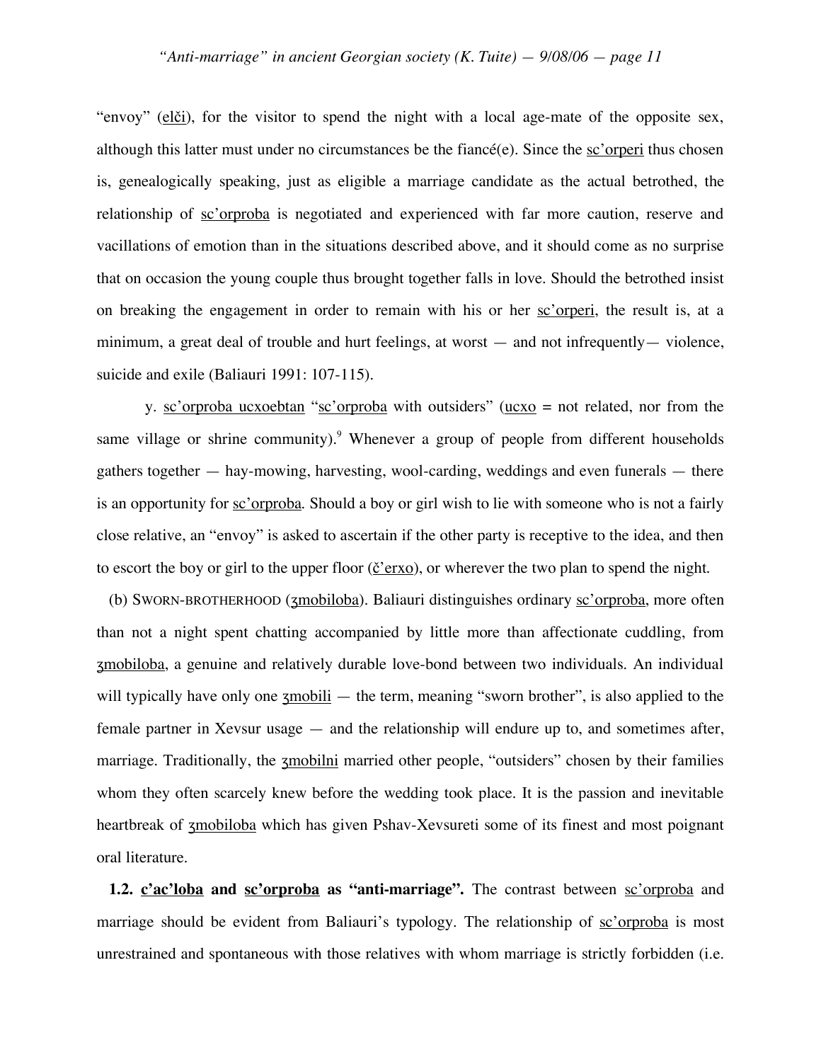"envoy" (<u>elči</u>), for the visitor to spend the night with a local age-mate of the opposite sex, although this latter must under no circumstances be the fiancé(e). Since the <u>sc'orperi</u> thus chosen is, genealogically speaking, just as eligible a marriage candidate as the actual betrothed, the relationship of <u>sc'orproba</u> is negotiated and experienced with far more caution, reserve and vacillations of emotion than in the situations described above, and it should come as no surprise that on occasion the young couple thus brought together falls in love. Should the betrothed insist on breaking the engagement in order to remain with his or her <u>sc'orperi</u>, the result is, at a minimum, a great deal of trouble and hurt feelings, at worst — and not infrequently— violence, suicide and exile (Baliauri 1991: 107-115).

y. <u>sc'orproba ucxoebtan</u> "<u>sc'orproba</u> with outsiders" (<u>ucxo</u> = not related, nor from the same village or shrine community).[9] Whenever a group of people from different households gathers together — hay-mowing, harvesting, wool-carding, weddings and even funerals — there is an opportunity for <u>sc'orproba</u>. Should a boy or girl wish to lie with someone who is not a fairly close relative, an "envoy" is asked to ascertain if the other party is receptive to the idea, and then to escort the boy or girl to the upper floor (<u>č'erxo</u>), or wherever the two plan to spend the night.

(b) SWORN-BROTHERHOOD (<u>ʒmobiloba</u>). Baliauri distinguishes ordinary <u>sc'orproba</u>, more often than not a night spent chatting accompanied by little more than affectionate cuddling, from <u>ʒmobiloba</u>, a genuine and relatively durable love-bond between two individuals. An individual will typically have only one <u>ʒmobili</u> — the term, meaning "sworn brother", is also applied to the female partner in Xevsur usage — and the relationship will endure up to, and sometimes after, marriage. Traditionally, the <u>ʒmobilni</u> married other people, "outsiders" chosen by their families whom they often scarcely knew before the wedding took place. It is the passion and inevitable heartbreak of <u>ʒmobiloba</u> which has given Pshav-Xevsureti some of its finest and most poignant oral literature.

**1.2. <u>c'ac'loba</u> and <u>sc'orproba</u> as "anti-marriage".** The contrast between <u>sc'orproba</u> and marriage should be evident from Baliauri's typology. The relationship of <u>sc'orproba</u> is most unrestrained and spontaneous with those relatives with whom marriage is strictly forbidden (i.e.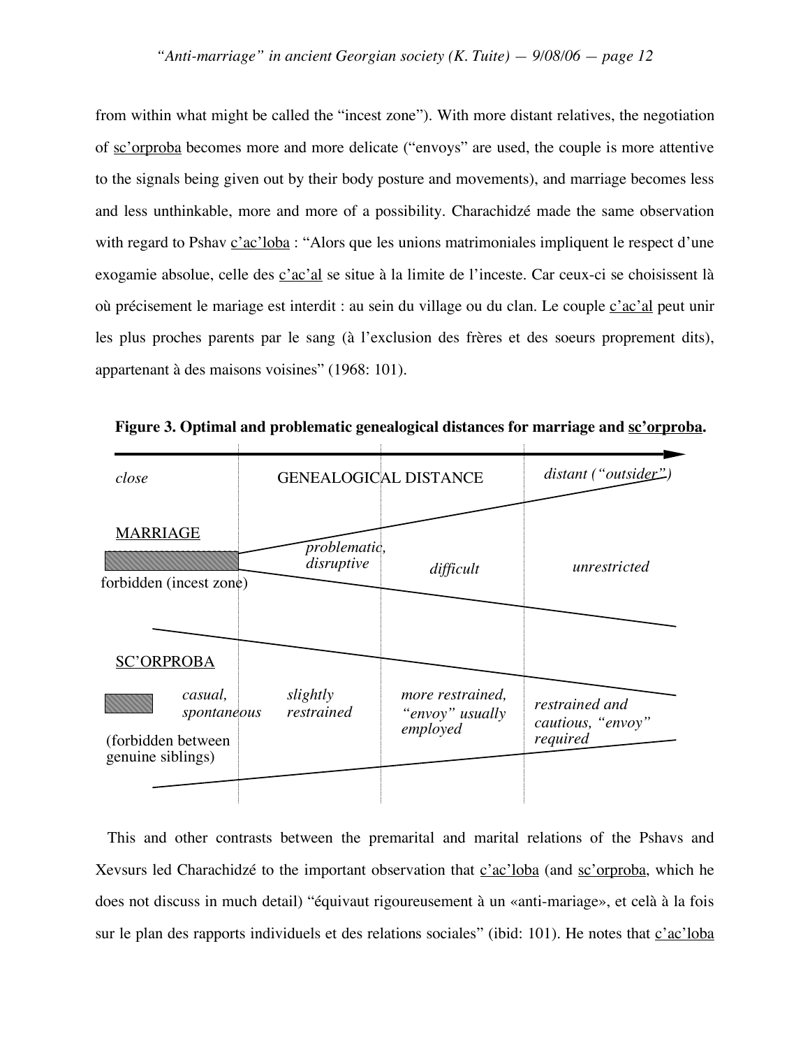from within what might be called the "incest zone"). With more distant relatives, the negotiation of sc'orproba becomes more and more delicate ("envoys" are used, the couple is more attentive to the signals being given out by their body posture and movements), and marriage becomes less and less unthinkable, more and more of a possibility. Charachidzé made the same observation with regard to Pshav c'ac'loba : "Alors que les unions matrimoniales impliquent le respect d'une exogamie absolue, celle des c'ac'al se situe à la limite de l'inceste. Car ceux-ci se choisissent là où précisement le mariage est interdit : au sein du village ou du clan. Le couple c'ac'al peut unir les plus proches parents par le sang (à l'exclusion des frères et des soeurs proprement dits), appartenant à des maisons voisines" (1968: 101).

**Figure 3. Optimal and problematic genealogical distances for marriage and sc'orproba.**

| GENEALOGICAL DISTANCE: *close* → *distant ("outsider")* | | | | |
|---|---|---|---|---|
| MARRIAGE | forbidden (incest zone) | *problematic, disruptive* | *difficult* | *unrestricted* |
| SC'ORPROBA (forbidden between genuine siblings) | *casual, spontaneous* | *slightly restrained* | *more restrained, "envoy" usually employed* | *restrained and cautious, "envoy" required* |

This and other contrasts between the premarital and marital relations of the Pshavs and Xevsurs led Charachidzé to the important observation that c'ac'loba (and sc'orproba, which he does not discuss in much detail) "équivaut rigoureusement à un «anti-mariage», et celà à la fois sur le plan des rapports individuels et des relations sociales" (ibid: 101). He notes that c'ac'loba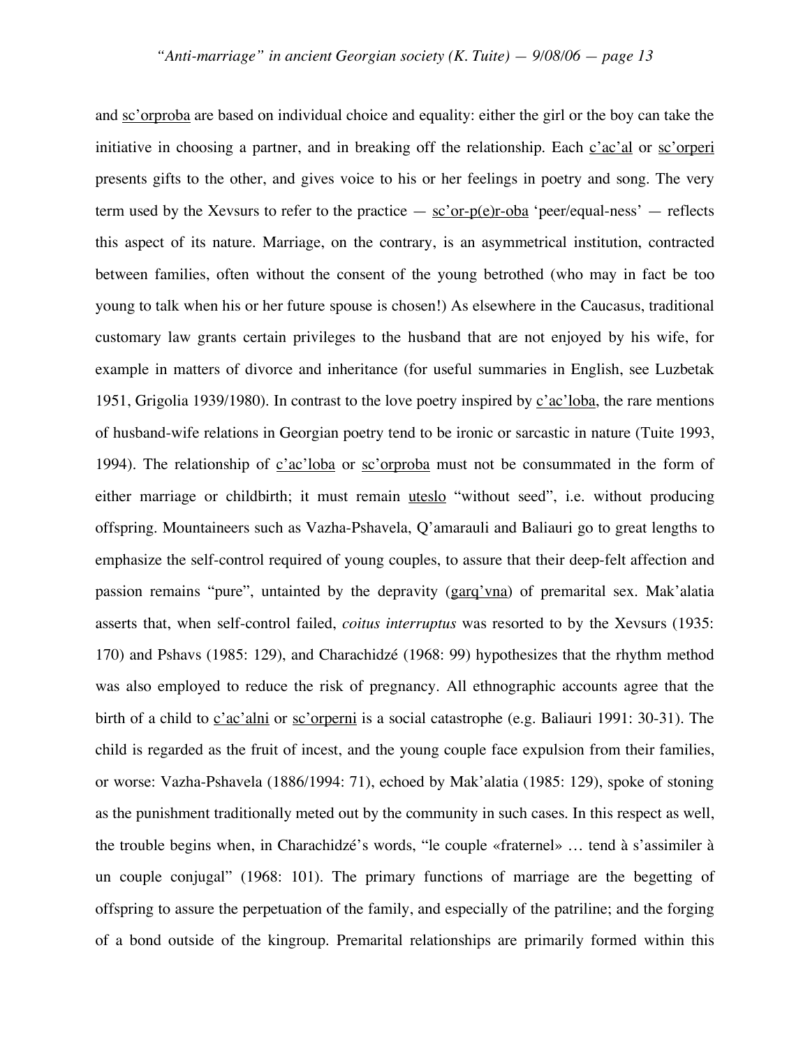and sc'orproba are based on individual choice and equality: either the girl or the boy can take the initiative in choosing a partner, and in breaking off the relationship. Each c'ac'al or sc'orperi presents gifts to the other, and gives voice to his or her feelings in poetry and song. The very term used by the Xevsurs to refer to the practice — sc'or-p(e)r-oba 'peer/equal-ness' — reflects this aspect of its nature. Marriage, on the contrary, is an asymmetrical institution, contracted between families, often without the consent of the young betrothed (who may in fact be too young to talk when his or her future spouse is chosen!) As elsewhere in the Caucasus, traditional customary law grants certain privileges to the husband that are not enjoyed by his wife, for example in matters of divorce and inheritance (for useful summaries in English, see Luzbetak 1951, Grigolia 1939/1980). In contrast to the love poetry inspired by c'ac'loba, the rare mentions of husband-wife relations in Georgian poetry tend to be ironic or sarcastic in nature (Tuite 1993, 1994). The relationship of c'ac'loba or sc'orproba must not be consummated in the form of either marriage or childbirth; it must remain uteslo "without seed", i.e. without producing offspring. Mountaineers such as Vazha-Pshavela, Q'amarauli and Baliauri go to great lengths to emphasize the self-control required of young couples, to assure that their deep-felt affection and passion remains "pure", untainted by the depravity (garq'vna) of premarital sex. Mak'alatia asserts that, when self-control failed, *coitus interruptus* was resorted to by the Xevsurs (1935: 170) and Pshavs (1985: 129), and Charachidzé (1968: 99) hypothesizes that the rhythm method was also employed to reduce the risk of pregnancy. All ethnographic accounts agree that the birth of a child to c'ac'alni or sc'orperni is a social catastrophe (e.g. Baliauri 1991: 30-31). The child is regarded as the fruit of incest, and the young couple face expulsion from their families, or worse: Vazha-Pshavela (1886/1994: 71), echoed by Mak'alatia (1985: 129), spoke of stoning as the punishment traditionally meted out by the community in such cases. In this respect as well, the trouble begins when, in Charachidzé's words, "le couple «fraternel» … tend à s'assimiler à un couple conjugal" (1968: 101). The primary functions of marriage are the begetting of offspring to assure the perpetuation of the family, and especially of the patriline; and the forging of a bond outside of the kingroup. Premarital relationships are primarily formed within this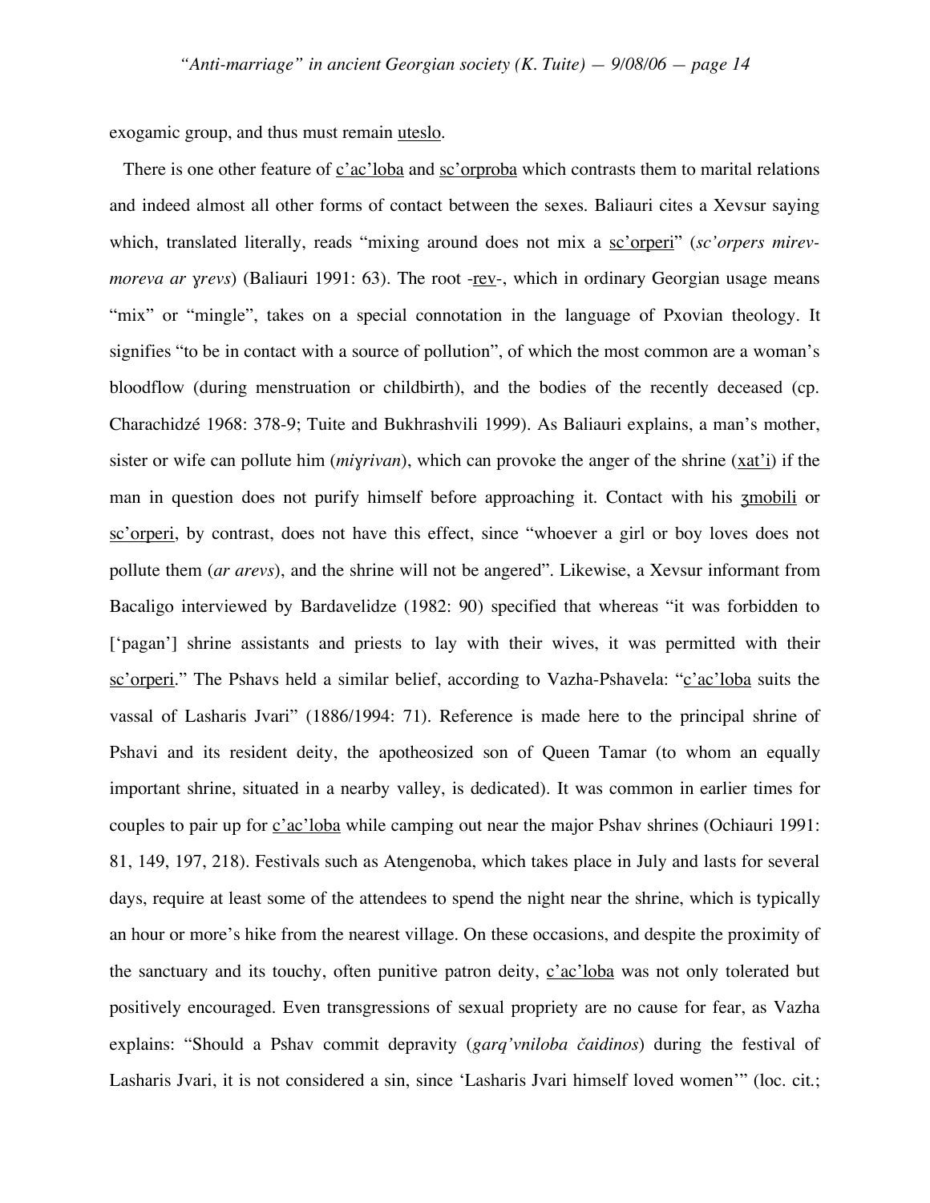exogamic group, and thus must remain uteslo.

There is one other feature of c'ac'loba and sc'orproba which contrasts them to marital relations and indeed almost all other forms of contact between the sexes. Baliauri cites a Xevsur saying which, translated literally, reads "mixing around does not mix a sc'orperi" (*sc'orpers mirev-moreva ar ɣrevs*) (Baliauri 1991: 63). The root -rev-, which in ordinary Georgian usage means "mix" or "mingle", takes on a special connotation in the language of Pxovian theology. It signifies "to be in contact with a source of pollution", of which the most common are a woman's bloodflow (during menstruation or childbirth), and the bodies of the recently deceased (cp. Charachidzé 1968: 378-9; Tuite and Bukhrashvili 1999). As Baliauri explains, a man's mother, sister or wife can pollute him (*miɣrivan*), which can provoke the anger of the shrine (xat'i) if the man in question does not purify himself before approaching it. Contact with his ʒmobili or sc'orperi, by contrast, does not have this effect, since "whoever a girl or boy loves does not pollute them (*ar arevs*), and the shrine will not be angered". Likewise, a Xevsur informant from Bacaligo interviewed by Bardavelidze (1982: 90) specified that whereas "it was forbidden to ['pagan'] shrine assistants and priests to lay with their wives, it was permitted with their sc'orperi." The Pshavs held a similar belief, according to Vazha-Pshavela: "c'ac'loba suits the vassal of Lasharis Jvari" (1886/1994: 71). Reference is made here to the principal shrine of Pshavi and its resident deity, the apotheosized son of Queen Tamar (to whom an equally important shrine, situated in a nearby valley, is dedicated). It was common in earlier times for couples to pair up for c'ac'loba while camping out near the major Pshav shrines (Ochiauri 1991: 81, 149, 197, 218). Festivals such as Atengenoba, which takes place in July and lasts for several days, require at least some of the attendees to spend the night near the shrine, which is typically an hour or more's hike from the nearest village. On these occasions, and despite the proximity of the sanctuary and its touchy, often punitive patron deity, c'ac'loba was not only tolerated but positively encouraged. Even transgressions of sexual propriety are no cause for fear, as Vazha explains: "Should a Pshav commit depravity (*garq'vniloba čaidinos*) during the festival of Lasharis Jvari, it is not considered a sin, since 'Lasharis Jvari himself loved women'" (loc. cit.;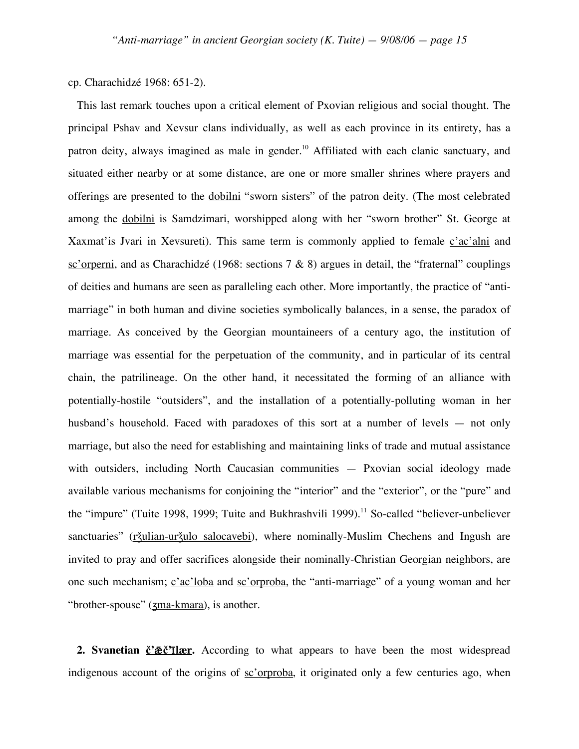cp. Charachidzé 1968: 651-2).

This last remark touches upon a critical element of Pxovian religious and social thought. The principal Pshav and Xevsur clans individually, as well as each province in its entirety, has a patron deity, always imagined as male in gender.[10] Affiliated with each clanic sanctuary, and situated either nearby or at some distance, are one or more smaller shrines where prayers and offerings are presented to the dobilni "sworn sisters" of the patron deity. (The most celebrated among the dobilni is Samdzimari, worshipped along with her "sworn brother" St. George at Xaxmat'is Jvari in Xevsureti). This same term is commonly applied to female c'ac'alni and sc'orperni, and as Charachidzé (1968: sections 7 & 8) argues in detail, the "fraternal" couplings of deities and humans are seen as paralleling each other. More importantly, the practice of "anti-marriage" in both human and divine societies symbolically balances, in a sense, the paradox of marriage. As conceived by the Georgian mountaineers of a century ago, the institution of marriage was essential for the perpetuation of the community, and in particular of its central chain, the patrilineage. On the other hand, it necessitated the forming of an alliance with potentially-hostile "outsiders", and the installation of a potentially-polluting woman in her husband's household. Faced with paradoxes of this sort at a number of levels — not only marriage, but also the need for establishing and maintaining links of trade and mutual assistance with outsiders, including North Caucasian communities — Pxovian social ideology made available various mechanisms for conjoining the "interior" and the "exterior", or the "pure" and the "impure" (Tuite 1998, 1999; Tuite and Bukhrashvili 1999).[11] So-called "believer-unbeliever sanctuaries" (rǯulian-urǯulo salocavebi), where nominally-Muslim Chechens and Ingush are invited to pray and offer sacrifices alongside their nominally-Christian Georgian neighbors, are one such mechanism; c'ac'loba and sc'orproba, the "anti-marriage" of a young woman and her "brother-spouse" (ʒma-kmara), is another.

**2. Svanetian č'ǣč'īlær.** According to what appears to have been the most widespread indigenous account of the origins of sc'orproba, it originated only a few centuries ago, when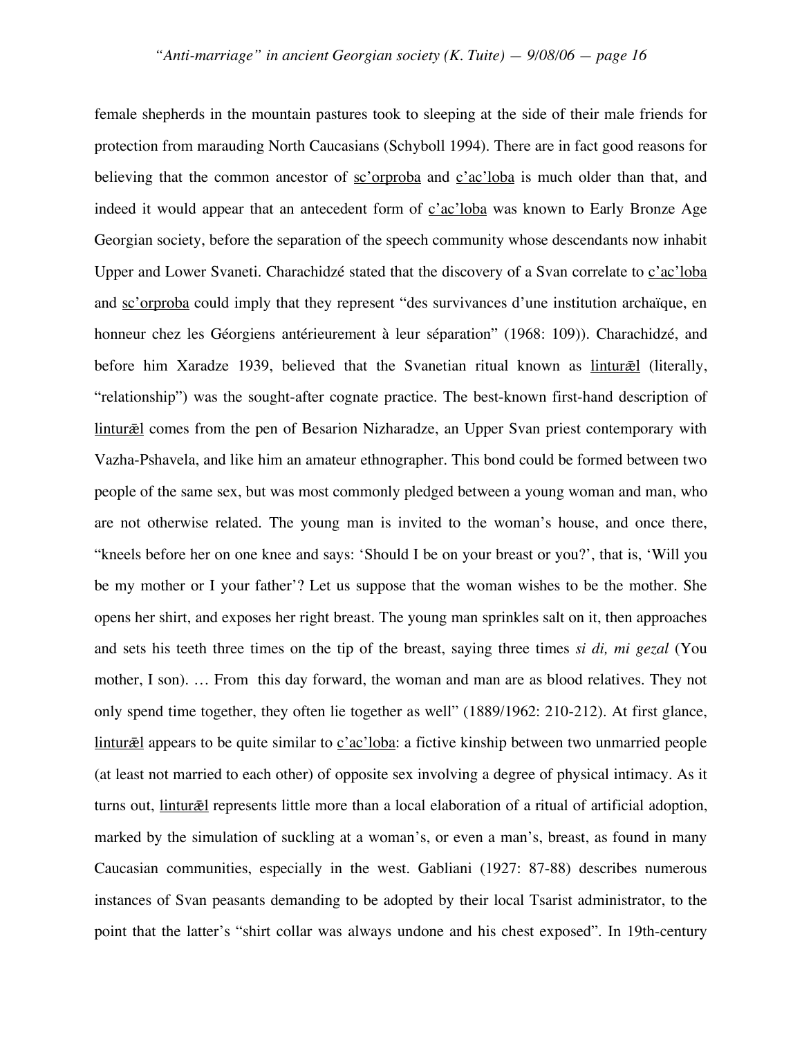female shepherds in the mountain pastures took to sleeping at the side of their male friends for protection from marauding North Caucasians (Schyboll 1994). There are in fact good reasons for believing that the common ancestor of <u>sc'orproba</u> and <u>c'ac'loba</u> is much older than that, and indeed it would appear that an antecedent form of <u>c'ac'loba</u> was known to Early Bronze Age Georgian society, before the separation of the speech community whose descendants now inhabit Upper and Lower Svaneti. Charachidzé stated that the discovery of a Svan correlate to <u>c'ac'loba</u> and <u>sc'orproba</u> could imply that they represent "des survivances d'une institution archaïque, en honneur chez les Géorgiens antérieurement à leur séparation" (1968: 109)). Charachidzé, and before him Xaradze 1939, believed that the Svanetian ritual known as <u>linturǣl</u> (literally, "relationship") was the sought-after cognate practice. The best-known first-hand description of <u>linturǣl</u> comes from the pen of Besarion Nizharadze, an Upper Svan priest contemporary with Vazha-Pshavela, and like him an amateur ethnographer. This bond could be formed between two people of the same sex, but was most commonly pledged between a young woman and man, who are not otherwise related. The young man is invited to the woman's house, and once there, "kneels before her on one knee and says: 'Should I be on your breast or you?', that is, 'Will you be my mother or I your father'? Let us suppose that the woman wishes to be the mother. She opens her shirt, and exposes her right breast. The young man sprinkles salt on it, then approaches and sets his teeth three times on the tip of the breast, saying three times *si di, mi gezal* (You mother, I son). … From this day forward, the woman and man are as blood relatives. They not only spend time together, they often lie together as well" (1889/1962: 210-212). At first glance, <u>linturǣl</u> appears to be quite similar to <u>c'ac'loba</u>: a fictive kinship between two unmarried people (at least not married to each other) of opposite sex involving a degree of physical intimacy. As it turns out, <u>linturǣl</u> represents little more than a local elaboration of a ritual of artificial adoption, marked by the simulation of suckling at a woman's, or even a man's, breast, as found in many Caucasian communities, especially in the west. Gabliani (1927: 87-88) describes numerous instances of Svan peasants demanding to be adopted by their local Tsarist administrator, to the point that the latter's "shirt collar was always undone and his chest exposed". In 19th-century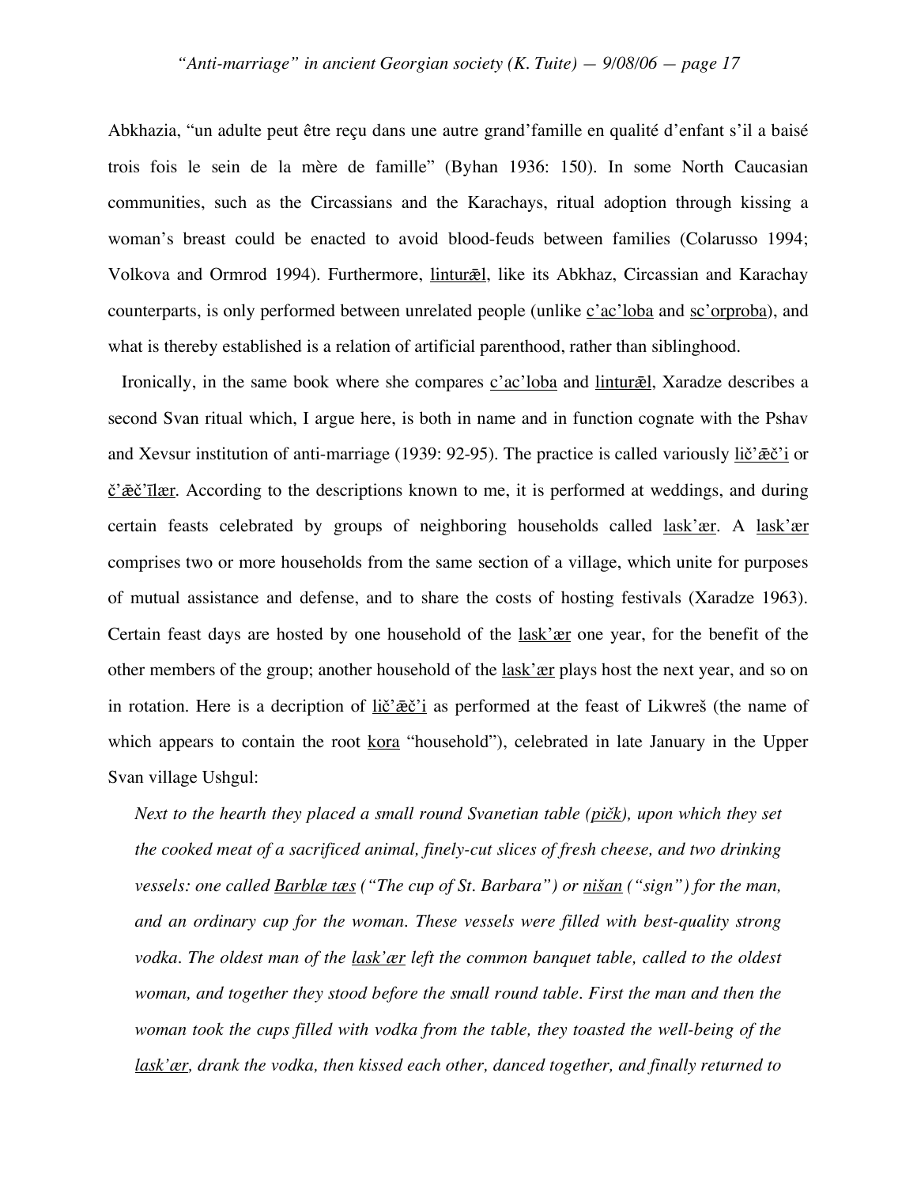Abkhazia, "un adulte peut être reçu dans une autre grand'famille en qualité d'enfant s'il a baisé trois fois le sein de la mère de famille" (Byhan 1936: 150). In some North Caucasian communities, such as the Circassians and the Karachays, ritual adoption through kissing a woman's breast could be enacted to avoid blood-feuds between families (Colarusso 1994; Volkova and Ormrod 1994). Furthermore, linturǣl, like its Abkhaz, Circassian and Karachay counterparts, is only performed between unrelated people (unlike c'ac'loba and sc'orproba), and what is thereby established is a relation of artificial parenthood, rather than siblinghood.

Ironically, in the same book where she compares c'ac'loba and linturǣl, Xaradze describes a second Svan ritual which, I argue here, is both in name and in function cognate with the Pshav and Xevsur institution of anti-marriage (1939: 92-95). The practice is called variously lič'ǣč'i or č'ǣč'īlær. According to the descriptions known to me, it is performed at weddings, and during certain feasts celebrated by groups of neighboring households called lask'ær. A lask'ær comprises two or more households from the same section of a village, which unite for purposes of mutual assistance and defense, and to share the costs of hosting festivals (Xaradze 1963). Certain feast days are hosted by one household of the lask'ær one year, for the benefit of the other members of the group; another household of the lask'ær plays host the next year, and so on in rotation. Here is a decription of lič'ǣč'i as performed at the feast of Likwreš (the name of which appears to contain the root kora "household"), celebrated in late January in the Upper Svan village Ushgul:

*Next to the hearth they placed a small round Svanetian table (pičk), upon which they set the cooked meat of a sacrificed animal, finely-cut slices of fresh cheese, and two drinking vessels: one called Barblæ tæs ("The cup of St. Barbara") or nišan ("sign") for the man, and an ordinary cup for the woman. These vessels were filled with best-quality strong vodka. The oldest man of the lask'ær left the common banquet table, called to the oldest woman, and together they stood before the small round table. First the man and then the woman took the cups filled with vodka from the table, they toasted the well-being of the lask'ær, drank the vodka, then kissed each other, danced together, and finally returned to*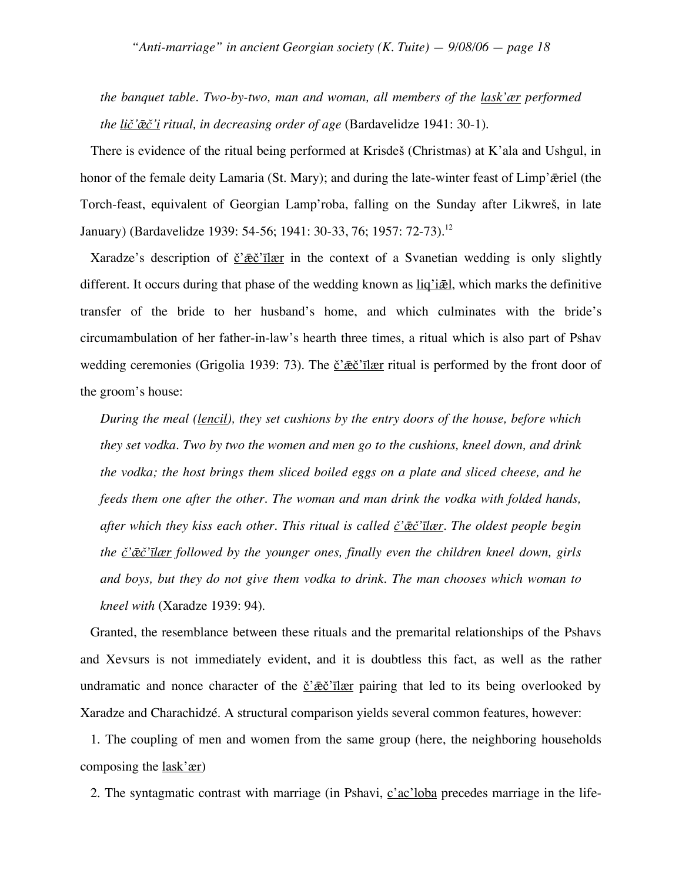*the banquet table. Two-by-two, man and woman, all members of the lask'ær performed the lič'ǣč'i ritual, in decreasing order of age* (Bardavelidze 1941: 30-1).

There is evidence of the ritual being performed at Krisdeš (Christmas) at K'ala and Ushgul, in honor of the female deity Lamaria (St. Mary); and during the late-winter feast of Limp'ǣriel (the Torch-feast, equivalent of Georgian Lamp'roba, falling on the Sunday after Likwreš, in late January) (Bardavelidze 1939: 54-56; 1941: 30-33, 76; 1957: 72-73).[12]

Xaradze's description of č'ǣč'īlær in the context of a Svanetian wedding is only slightly different. It occurs during that phase of the wedding known as liq'iǣl, which marks the definitive transfer of the bride to her husband's home, and which culminates with the bride's circumambulation of her father-in-law's hearth three times, a ritual which is also part of Pshav wedding ceremonies (Grigolia 1939: 73). The č'ǣč'īlær ritual is performed by the front door of the groom's house:

*During the meal (lencil), they set cushions by the entry doors of the house, before which they set vodka. Two by two the women and men go to the cushions, kneel down, and drink the vodka; the host brings them sliced boiled eggs on a plate and sliced cheese, and he feeds them one after the other. The woman and man drink the vodka with folded hands, after which they kiss each other. This ritual is called č'ǣč'īlær. The oldest people begin the č'ǣč'īlær followed by the younger ones, finally even the children kneel down, girls and boys, but they do not give them vodka to drink. The man chooses which woman to kneel with* (Xaradze 1939: 94).

Granted, the resemblance between these rituals and the premarital relationships of the Pshavs and Xevsurs is not immediately evident, and it is doubtless this fact, as well as the rather undramatic and nonce character of the č'ǣč'īlær pairing that led to its being overlooked by Xaradze and Charachidzé. A structural comparison yields several common features, however:

1. The coupling of men and women from the same group (here, the neighboring households composing the lask'ær)

2. The syntagmatic contrast with marriage (in Pshavi, c'ac'loba precedes marriage in the life-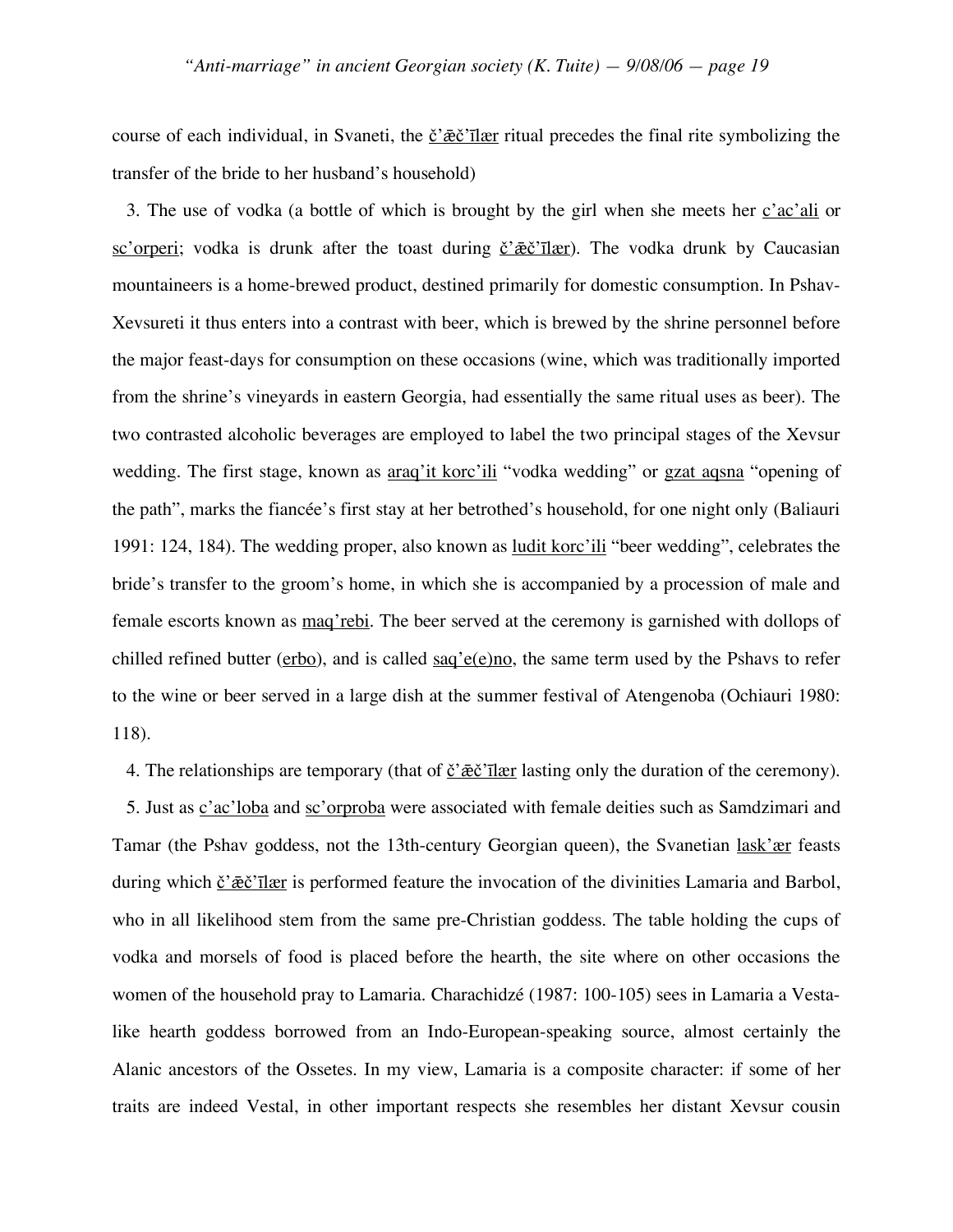course of each individual, in Svaneti, the č'æč'īlær ritual precedes the final rite symbolizing the transfer of the bride to her husband's household)

3. The use of vodka (a bottle of which is brought by the girl when she meets her c'ac'ali or sc'orperi; vodka is drunk after the toast during č'æč'īlær). The vodka drunk by Caucasian mountaineers is a home-brewed product, destined primarily for domestic consumption. In Pshav-Xevsureti it thus enters into a contrast with beer, which is brewed by the shrine personnel before the major feast-days for consumption on these occasions (wine, which was traditionally imported from the shrine's vineyards in eastern Georgia, had essentially the same ritual uses as beer). The two contrasted alcoholic beverages are employed to label the two principal stages of the Xevsur wedding. The first stage, known as araq'it korc'ili "vodka wedding" or gzat aqsna "opening of the path", marks the fiancée's first stay at her betrothed's household, for one night only (Baliauri 1991: 124, 184). The wedding proper, also known as ludit korc'ili "beer wedding", celebrates the bride's transfer to the groom's home, in which she is accompanied by a procession of male and female escorts known as maq'rebi. The beer served at the ceremony is garnished with dollops of chilled refined butter (erbo), and is called saq'e(e)no, the same term used by the Pshavs to refer to the wine or beer served in a large dish at the summer festival of Atengenoba (Ochiauri 1980: 118).

4. The relationships are temporary (that of č'æč'īlær lasting only the duration of the ceremony).

5. Just as c'ac'loba and sc'orproba were associated with female deities such as Samdzimari and Tamar (the Pshav goddess, not the 13th-century Georgian queen), the Svanetian lask'ær feasts during which č'æč'īlær is performed feature the invocation of the divinities Lamaria and Barbol, who in all likelihood stem from the same pre-Christian goddess. The table holding the cups of vodka and morsels of food is placed before the hearth, the site where on other occasions the women of the household pray to Lamaria. Charachidzé (1987: 100-105) sees in Lamaria a Vesta-like hearth goddess borrowed from an Indo-European-speaking source, almost certainly the Alanic ancestors of the Ossetes. In my view, Lamaria is a composite character: if some of her traits are indeed Vestal, in other important respects she resembles her distant Xevsur cousin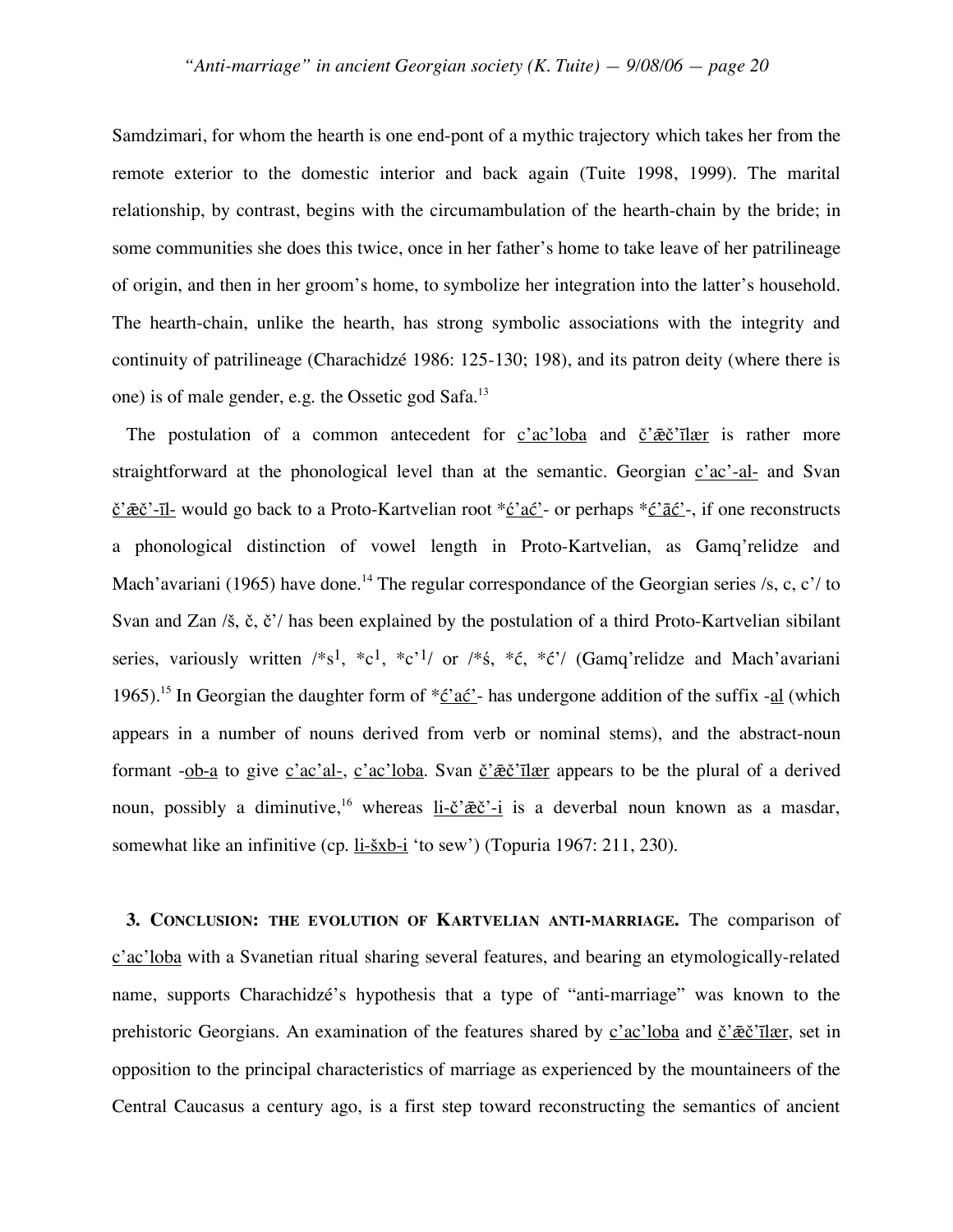Samdzimari, for whom the hearth is one end-pont of a mythic trajectory which takes her from the remote exterior to the domestic interior and back again (Tuite 1998, 1999). The marital relationship, by contrast, begins with the circumambulation of the hearth-chain by the bride; in some communities she does this twice, once in her father's home to take leave of her patrilineage of origin, and then in her groom's home, to symbolize her integration into the latter's household. The hearth-chain, unlike the hearth, has strong symbolic associations with the integrity and continuity of patrilineage (Charachidzé 1986: 125-130; 198), and its patron deity (where there is one) is of male gender, e.g. the Ossetic god Safa.[13]

The postulation of a common antecedent for c'ac'loba and č'ǣč'īlær is rather more straightforward at the phonological level than at the semantic. Georgian c'ac'-al- and Svan č'ǣč'-īl- would go back to a Proto-Kartvelian root \*ć'ać'- or perhaps \*ć'āć'-, if one reconstructs a phonological distinction of vowel length in Proto-Kartvelian, as Gamq'relidze and Mach'avariani (1965) have done.[14] The regular correspondance of the Georgian series /s, c, c'/ to Svan and Zan /š, č, č'/ has been explained by the postulation of a third Proto-Kartvelian sibilant series, variously written /\*s$^1$, \*c$^1$, \*c'$^1$/ or /\*ś, \*ć, \*ć'/ (Gamq'relidze and Mach'avariani 1965).[15] In Georgian the daughter form of \*ć'ać'- has undergone addition of the suffix -al (which appears in a number of nouns derived from verb or nominal stems), and the abstract-noun formant -ob-a to give c'ac'al-, c'ac'loba. Svan č'ǣč'īlær appears to be the plural of a derived noun, possibly a diminutive,[16] whereas li-č'ǣč'-i is a deverbal noun known as a masdar, somewhat like an infinitive (cp. li-šxb-i 'to sew') (Topuria 1967: 211, 230).

**3. Conclusion: the evolution of Kartvelian anti-marriage.** The comparison of c'ac'loba with a Svanetian ritual sharing several features, and bearing an etymologically-related name, supports Charachidzé's hypothesis that a type of "anti-marriage" was known to the prehistoric Georgians. An examination of the features shared by c'ac'loba and č'ǣč'īlær, set in opposition to the principal characteristics of marriage as experienced by the mountaineers of the Central Caucasus a century ago, is a first step toward reconstructing the semantics of ancient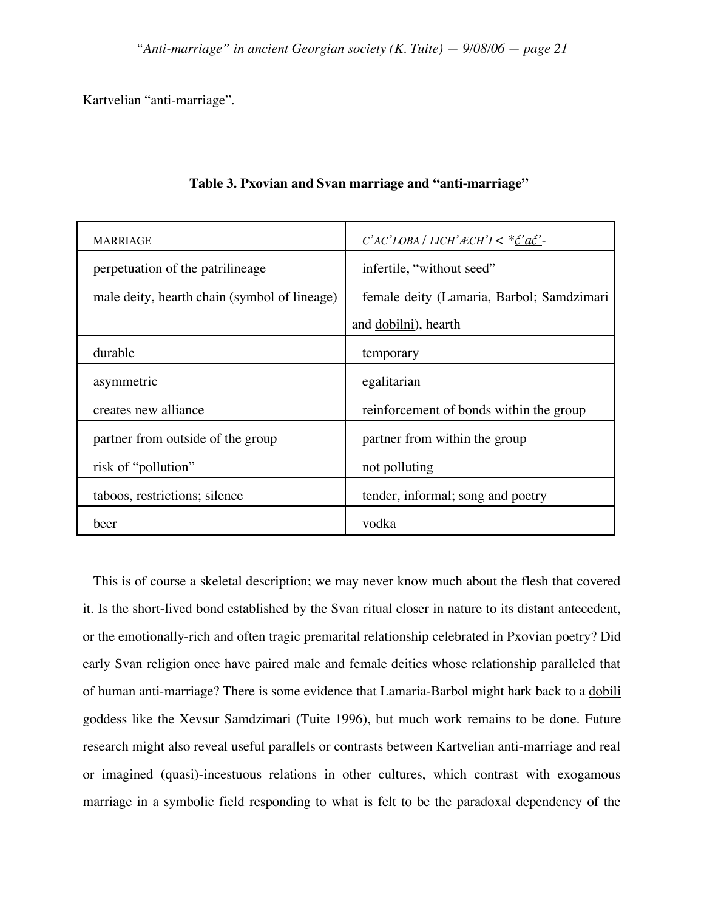Kartvelian “anti-marriage”.

**Table 3. Pxovian and Svan marriage and “anti-marriage”**

| MARRIAGE | *C’AC’LOBA* / *LICH’ÆCH’I* < *<u>ć’ać’</u>- |
|---|---|
| perpetuation of the patrilineage | infertile, “without seed” |
| male deity, hearth chain (symbol of lineage) | female deity (Lamaria, Barbol; Samdzimari and <u>dobilni</u>), hearth |
| durable | temporary |
| asymmetric | egalitarian |
| creates new alliance | reinforcement of bonds within the group |
| partner from outside of the group | partner from within the group |
| risk of “pollution” | not polluting |
| taboos, restrictions; silence | tender, informal; song and poetry |
| beer | vodka |

This is of course a skeletal description; we may never know much about the flesh that covered it. Is the short-lived bond established by the Svan ritual closer in nature to its distant antecedent, or the emotionally-rich and often tragic premarital relationship celebrated in Pxovian poetry? Did early Svan religion once have paired male and female deities whose relationship paralleled that of human anti-marriage? There is some evidence that Lamaria-Barbol might hark back to a <u>dobili</u> goddess like the Xevsur Samdzimari (Tuite 1996), but much work remains to be done. Future research might also reveal useful parallels or contrasts between Kartvelian anti-marriage and real or imagined (quasi)-incestuous relations in other cultures, which contrast with exogamous marriage in a symbolic field responding to what is felt to be the paradoxal dependency of the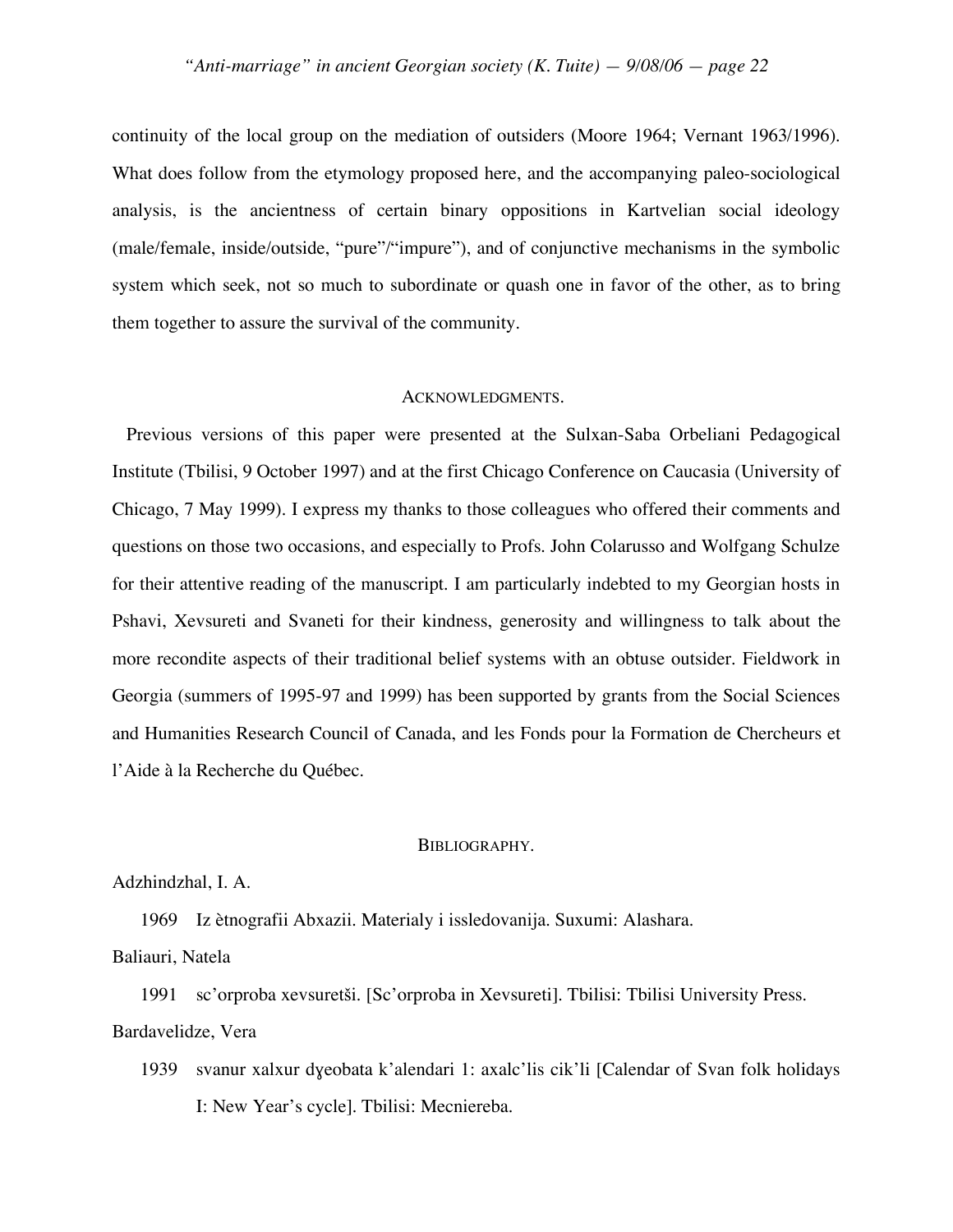continuity of the local group on the mediation of outsiders (Moore 1964; Vernant 1963/1996). What does follow from the etymology proposed here, and the accompanying paleo-sociological analysis, is the ancientness of certain binary oppositions in Kartvelian social ideology (male/female, inside/outside, "pure"/"impure"), and of conjunctive mechanisms in the symbolic system which seek, not so much to subordinate or quash one in favor of the other, as to bring them together to assure the survival of the community.

## ACKNOWLEDGMENTS.

Previous versions of this paper were presented at the Sulxan-Saba Orbeliani Pedagogical Institute (Tbilisi, 9 October 1997) and at the first Chicago Conference on Caucasia (University of Chicago, 7 May 1999). I express my thanks to those colleagues who offered their comments and questions on those two occasions, and especially to Profs. John Colarusso and Wolfgang Schulze for their attentive reading of the manuscript. I am particularly indebted to my Georgian hosts in Pshavi, Xevsureti and Svaneti for their kindness, generosity and willingness to talk about the more recondite aspects of their traditional belief systems with an obtuse outsider. Fieldwork in Georgia (summers of 1995-97 and 1999) has been supported by grants from the Social Sciences and Humanities Research Council of Canada, and les Fonds pour la Formation de Chercheurs et l'Aide à la Recherche du Québec.

## BIBLIOGRAPHY.

Adzhindzhal, I. A.

1969 Iz ètnografii Abxazii. Materialy i issledovanija. Suxumi: Alashara.

Baliauri, Natela

1991 sc'orproba xevsuretši. [Sc'orproba in Xevsureti]. Tbilisi: Tbilisi University Press.

Bardavelidze, Vera

1939 svanur xalxur dɣeobata k'alendari 1: axalc'lis cik'li [Calendar of Svan folk holidays I: New Year's cycle]. Tbilisi: Mecniereba.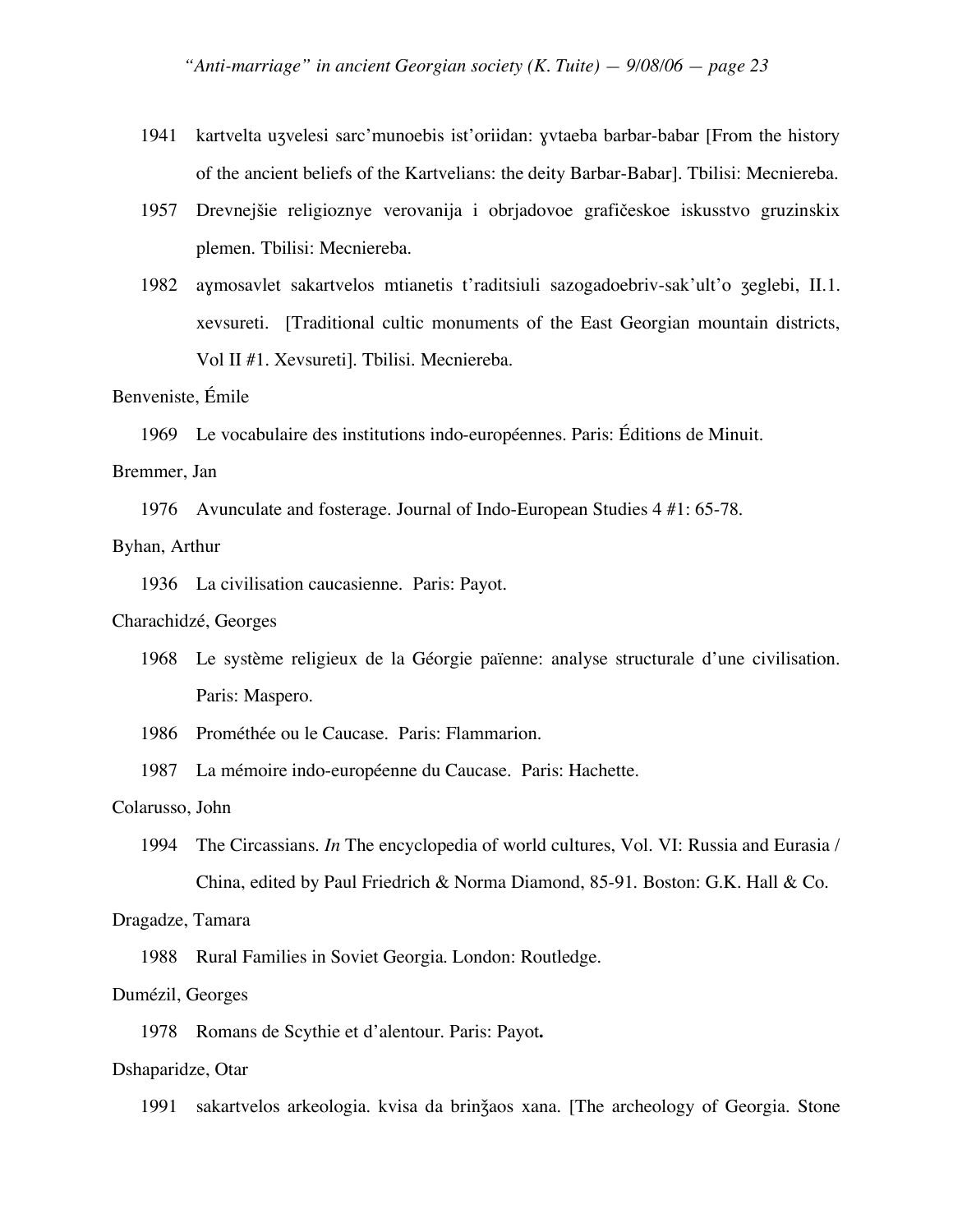1941 kartvelta uʒvelesi sarc'munoebis ist'oriidan: ɣvtaeba barbar-babar [From the history of the ancient beliefs of the Kartvelians: the deity Barbar-Babar]. Tbilisi: Mecniereba.

1957 Drevnejšie religioznye verovanija i obrjadovoe grafičeskoe iskusstvo gruzinskix plemen. Tbilisi: Mecniereba.

1982 aɣmosavlet sakartvelos mtianetis t'raditsiuli sazogadoebriv-sak'ult'o ʒeglebi, II.1. xevsureti. [Traditional cultic monuments of the East Georgian mountain districts, Vol II #1. Xevsureti]. Tbilisi. Mecniereba.

Benveniste, Émile

1969 Le vocabulaire des institutions indo-européennes. Paris: Éditions de Minuit.

Bremmer, Jan

1976 Avunculate and fosterage. Journal of Indo-European Studies 4 #1: 65-78.

Byhan, Arthur

1936 La civilisation caucasienne. Paris: Payot.

Charachidzé, Georges

1968 Le système religieux de la Géorgie païenne: analyse structurale d'une civilisation. Paris: Maspero.

1986 Prométhée ou le Caucase. Paris: Flammarion.

1987 La mémoire indo-européenne du Caucase. Paris: Hachette.

Colarusso, John

1994 The Circassians. *In* The encyclopedia of world cultures, Vol. VI: Russia and Eurasia / China, edited by Paul Friedrich & Norma Diamond, 85-91. Boston: G.K. Hall & Co.

Dragadze, Tamara

1988 Rural Families in Soviet Georgia. London: Routledge.

Dumézil, Georges

1978 Romans de Scythie et d'alentour. Paris: Payot**.**

Dshaparidze, Otar

1991 sakartvelos arkeologia. kvisa da brinǯaos xana. [The archeology of Georgia. Stone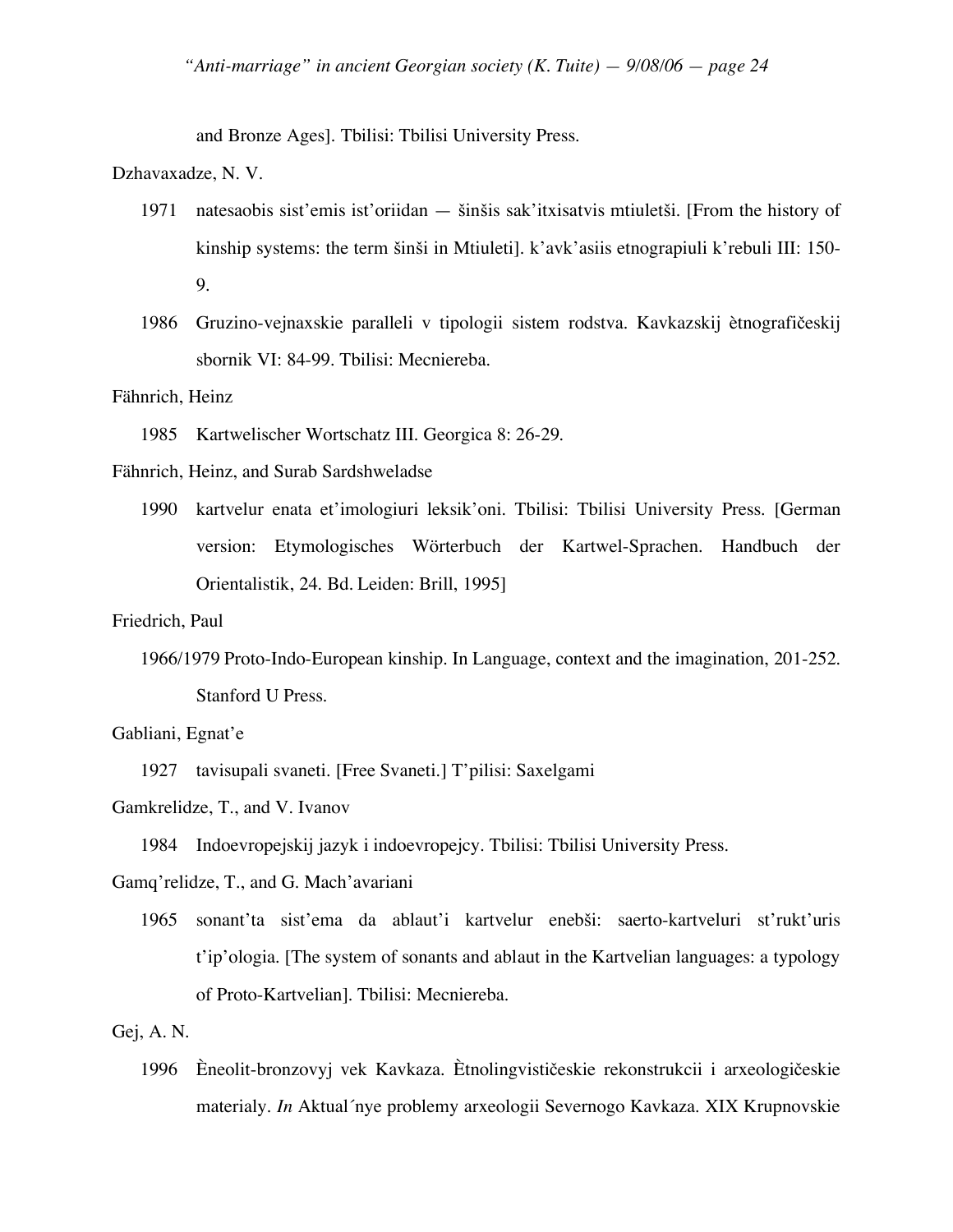and Bronze Ages]. Tbilisi: Tbilisi University Press.

Dzhavaxadze, N. V.

1971 natesaobis sist'emis ist'oriidan — šinšis sak'itxisatvis mtiuletši. [From the history of kinship systems: the term šinši in Mtiuleti]. k'avk'asiis etnograpiuli k'rebuli III: 150-9.

1986 Gruzino-vejnaxskie paralleli v tipologii sistem rodstva. Kavkazskij ètnografičeskij sbornik VI: 84-99. Tbilisi: Mecniereba.

Fähnrich, Heinz

1985 Kartwelischer Wortschatz III. Georgica 8: 26-29.

Fähnrich, Heinz, and Surab Sardshweladse

1990 kartvelur enata et'imologiuri leksik'oni. Tbilisi: Tbilisi University Press. [German version: Etymologisches Wörterbuch der Kartwel-Sprachen. Handbuch der Orientalistik, 24. Bd. Leiden: Brill, 1995]

Friedrich, Paul

1966/1979 Proto-Indo-European kinship. In Language, context and the imagination, 201-252. Stanford U Press.

Gabliani, Egnat'e

1927 tavisupali svaneti. [Free Svaneti.] T'pilisi: Saxelgami

Gamkrelidze, T., and V. Ivanov

1984 Indoevropejskij jazyk i indoevropejcy. Tbilisi: Tbilisi University Press.

Gamq'relidze, T., and G. Mach'avariani

1965 sonant'ta sist'ema da ablaut'i kartvelur enebši: saerto-kartveluri st'rukt'uris t'ip'ologia. [The system of sonants and ablaut in the Kartvelian languages: a typology of Proto-Kartvelian]. Tbilisi: Mecniereba.

Gej, A. N.

1996 Èneolit-bronzovyj vek Kavkaza. Ètnolingvističeskie rekonstrukcii i arxeologičeskie materialy. *In* Aktual´nye problemy arxeologii Severnogo Kavkaza. XIX Krupnovskie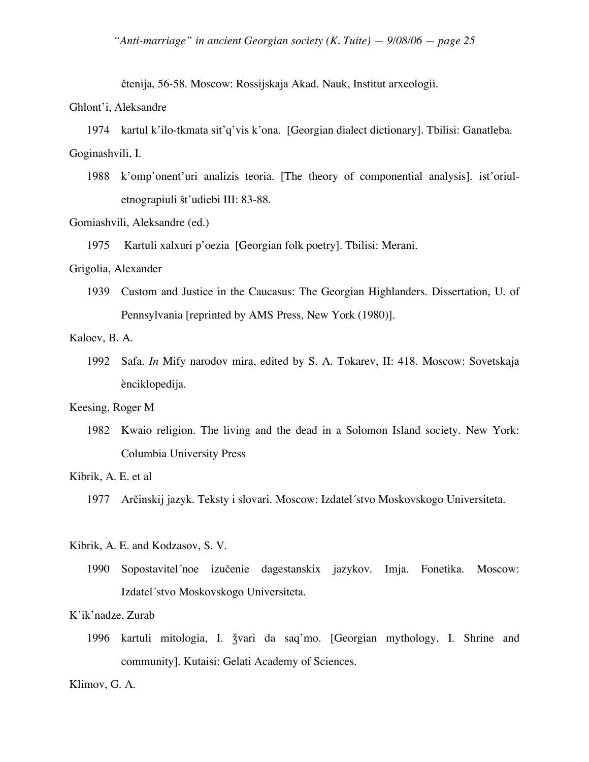čtenija, 56-58. Moscow: Rossijskaja Akad. Nauk, Institut arxeologii.

Ghlont'i, Aleksandre

1974 kartul k'ilo-tkmata sit'q'vis k'ona. [Georgian dialect dictionary]. Tbilisi: Ganatleba.

Goginashvili, I.

1988 k'omp'onent'uri analizis teoria. [The theory of componential analysis]. ist'oriul-etnograpiuli št'udiebi III: 83-88.

Gomiashvili, Aleksandre (ed.)

1975 Kartuli xalxuri p'oezia [Georgian folk poetry]. Tbilisi: Merani.

Grigolia, Alexander

1939 Custom and Justice in the Caucasus: The Georgian Highlanders. Dissertation, U. of Pennsylvania [reprinted by AMS Press, New York (1980)].

Kaloev, B. A.

1992 Safa. *In* Mify narodov mira, edited by S. A. Tokarev, II: 418. Moscow: Sovetskaja ènciklopedija.

Keesing, Roger M

1982 Kwaio religion. The living and the dead in a Solomon Island society. New York: Columbia University Press

Kibrik, A. E. et al

1977 Arčinskij jazyk. Teksty i slovari. Moscow: Izdatel´stvo Moskovskogo Universiteta.

Kibrik, A. E. and Kodzasov, S. V.

1990 Sopostavitel´noe izučenie dagestanskix jazykov. Imja. Fonetika. Moscow: Izdatel´stvo Moskovskogo Universiteta.

K'ik'nadze, Zurab

1996 kartuli mitologia, I. ǯvari da saq'mo. [Georgian mythology, I. Shrine and community]. Kutaisi: Gelati Academy of Sciences.

Klimov, G. A.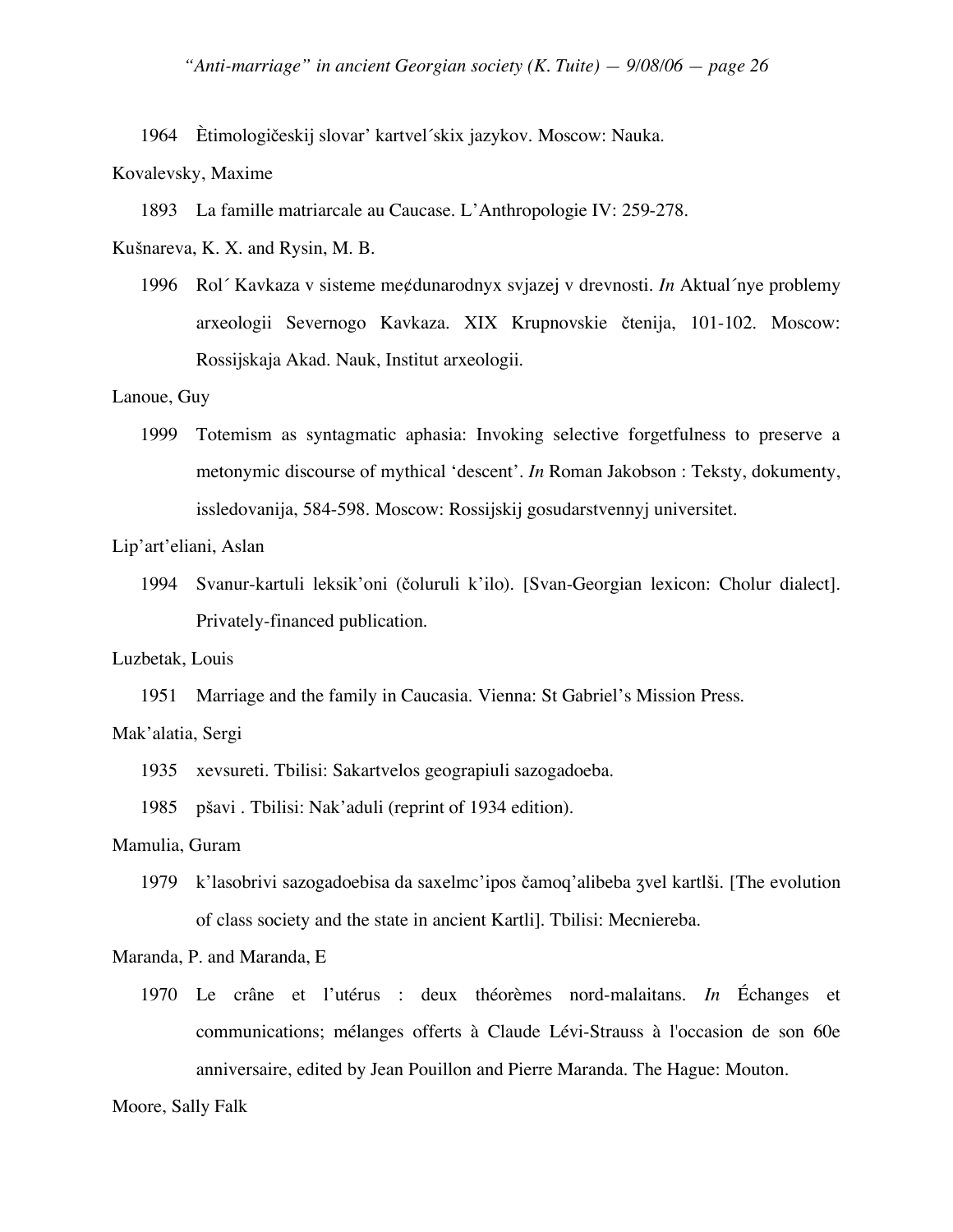1964 Ètimologičeskij slovar' kartvel´skix jazykov. Moscow: Nauka.

Kovalevsky, Maxime

1893 La famille matriarcale au Caucase. L'Anthropologie IV: 259-278.

Kušnareva, K. X. and Rysin, M. B.

1996 Rol´ Kavkaza v sisteme me¢dunarodnyx svjazej v drevnosti. *In* Aktual´nye problemy arxeologii Severnogo Kavkaza. XIX Krupnovskie čtenija, 101-102. Moscow: Rossijskaja Akad. Nauk, Institut arxeologii.

Lanoue, Guy

1999 Totemism as syntagmatic aphasia: Invoking selective forgetfulness to preserve a metonymic discourse of mythical 'descent'. *In* Roman Jakobson : Teksty, dokumenty, issledovanija, 584-598. Moscow: Rossijskij gosudarstvennyj universitet.

Lip'art'eliani, Aslan

1994 Svanur-kartuli leksik'oni (čoluruli k'ilo). [Svan-Georgian lexicon: Cholur dialect]. Privately-financed publication.

Luzbetak, Louis

1951 Marriage and the family in Caucasia. Vienna: St Gabriel's Mission Press.

Mak'alatia, Sergi

1935 xevsureti. Tbilisi: Sakartvelos geograpiuli sazogadoeba.

1985 pšavi . Tbilisi: Nak'aduli (reprint of 1934 edition).

Mamulia, Guram

1979 k'lasobrivi sazogadoebisa da saxelmc'ipos čamoq'alibeba ʒvel kartlši. [The evolution of class society and the state in ancient Kartli]. Tbilisi: Mecniereba.

Maranda, P. and Maranda, E

1970 Le crâne et l'utérus : deux théorèmes nord-malaitans. *In* Échanges et communications; mélanges offerts à Claude Lévi-Strauss à l'occasion de son 60e anniversaire, edited by Jean Pouillon and Pierre Maranda. The Hague: Mouton.

Moore, Sally Falk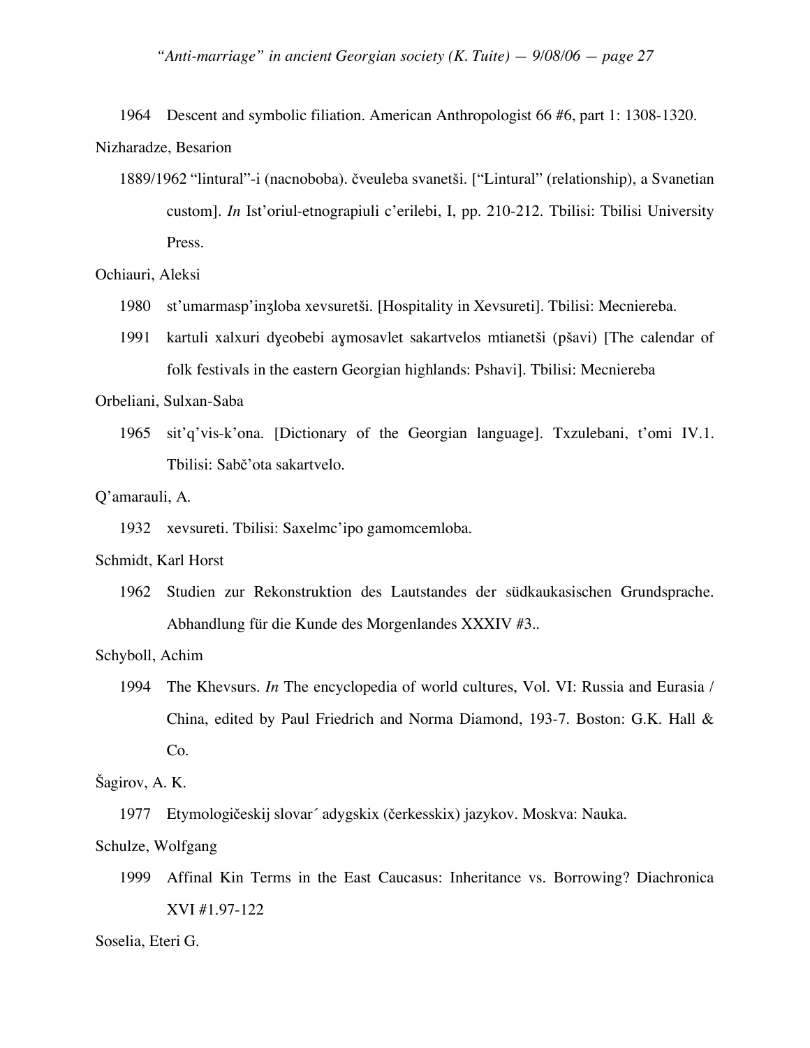1964 Descent and symbolic filiation. American Anthropologist 66 #6, part 1: 1308-1320.

Nizharadze, Besarion

1889/1962 "lintural"-i (nacnoboba). čveuleba svanetši. ["Lintural" (relationship), a Svanetian custom]. *In* Ist'oriul-etnograpiuli c'erilebi, I, pp. 210-212. Tbilisi: Tbilisi University Press.

Ochiauri, Aleksi

1980 st'umarmasp'inʒloba xevsuretši. [Hospitality in Xevsureti]. Tbilisi: Mecniereba.

1991 kartuli xalxuri dɣeobebi aɣmosavlet sakartvelos mtianetši (pšavi) [The calendar of folk festivals in the eastern Georgian highlands: Pshavi]. Tbilisi: Mecniereba

Orbeliani, Sulxan-Saba

1965 sit'q'vis-k'ona. [Dictionary of the Georgian language]. Txzulebani, t'omi IV.1. Tbilisi: Sabč'ota sakartvelo.

Q'amarauli, A.

1932 xevsureti. Tbilisi: Saxelmc'ipo gamomcemloba.

Schmidt, Karl Horst

1962 Studien zur Rekonstruktion des Lautstandes der südkaukasischen Grundsprache. Abhandlung für die Kunde des Morgenlandes XXXIV #3..

Schyboll, Achim

1994 The Khevsurs. *In* The encyclopedia of world cultures, Vol. VI: Russia and Eurasia / China, edited by Paul Friedrich and Norma Diamond, 193-7. Boston: G.K. Hall & Co.

Šagirov, A. K.

1977 Etymologičeskij slovar´ adygskix (čerkesskix) jazykov. Moskva: Nauka.

Schulze, Wolfgang

1999 Affinal Kin Terms in the East Caucasus: Inheritance vs. Borrowing? Diachronica XVI #1.97-122

Soselia, Eteri G.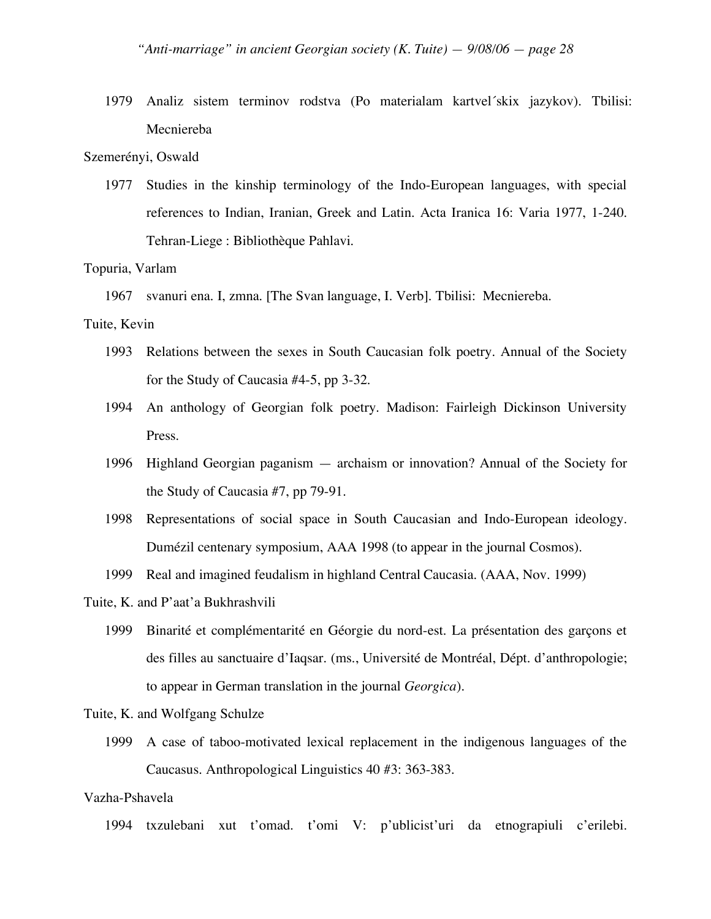1979 Analiz sistem terminov rodstva (Po materialam kartvel´skix jazykov). Tbilisi: Mecniereba

Szemerényi, Oswald

1977 Studies in the kinship terminology of the Indo-European languages, with special references to Indian, Iranian, Greek and Latin. Acta Iranica 16: Varia 1977, 1-240. Tehran-Liege : Bibliothèque Pahlavi.

Topuria, Varlam

1967 svanuri ena. I, zmna. [The Svan language, I. Verb]. Tbilisi: Mecniereba.

Tuite, Kevin

1993 Relations between the sexes in South Caucasian folk poetry. Annual of the Society for the Study of Caucasia #4-5, pp 3-32.

1994 An anthology of Georgian folk poetry. Madison: Fairleigh Dickinson University Press.

1996 Highland Georgian paganism — archaism or innovation? Annual of the Society for the Study of Caucasia #7, pp 79-91.

1998 Representations of social space in South Caucasian and Indo-European ideology. Dumézil centenary symposium, AAA 1998 (to appear in the journal Cosmos).

1999 Real and imagined feudalism in highland Central Caucasia. (AAA, Nov. 1999)

Tuite, K. and P'aat'a Bukhrashvili

1999 Binarité et complémentarité en Géorgie du nord-est. La présentation des garçons et des filles au sanctuaire d'Iaqsar. (ms., Université de Montréal, Dépt. d'anthropologie; to appear in German translation in the journal *Georgica*).

Tuite, K. and Wolfgang Schulze

1999 A case of taboo-motivated lexical replacement in the indigenous languages of the Caucasus. Anthropological Linguistics 40 #3: 363-383.

Vazha-Pshavela

1994 txzulebani xut t'omad. t'omi V: p'ublicist'uri da etnograpiuli c'erilebi.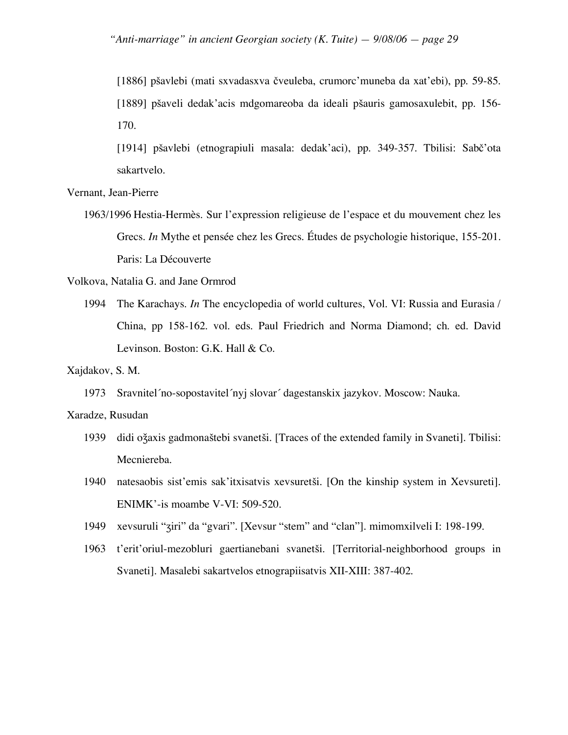[1886] pšavlebi (mati sxvadasxva čveuleba, crumorc'muneba da xat'ebi), pp. 59-85.

[1889] pšaveli dedak'acis mdgomareoba da ideali pšauris gamosaxulebit, pp. 156-170.

[1914] pšavlebi (etnograpiuli masala: dedak'aci), pp. 349-357. Tbilisi: Sabč'ota sakartvelo.

Vernant, Jean-Pierre

1963/1996 Hestia-Hermès. Sur l'expression religieuse de l'espace et du mouvement chez les Grecs. *In* Mythe et pensée chez les Grecs. Études de psychologie historique, 155-201. Paris: La Découverte

Volkova, Natalia G. and Jane Ormrod

1994 The Karachays. *In* The encyclopedia of world cultures, Vol. VI: Russia and Eurasia / China, pp 158-162. vol. eds. Paul Friedrich and Norma Diamond; ch. ed. David Levinson. Boston: G.K. Hall & Co.

Xajdakov, S. M.

1973 Sravnitel´no-sopostavitel´nyj slovar´ dagestanskix jazykov. Moscow: Nauka.

Xaradze, Rusudan

1939 didi ožaxis gadmonaštebi svanetši. [Traces of the extended family in Svaneti]. Tbilisi: Mecniereba.

1940 natesaobis sist'emis sak'itxisatvis xevsuretši. [On the kinship system in Xevsureti]. ENIMK'-is moambe V-VI: 509-520.

1949 xevsuruli "ʒiri" da "gvari". [Xevsur "stem" and "clan"]. mimomxilveli I: 198-199.

1963 t'erit'oriul-mezobluri gaertianebani svanetši. [Territorial-neighborhood groups in Svaneti]. Masalebi sakartvelos etnograpiisatvis XII-XIII: 387-402.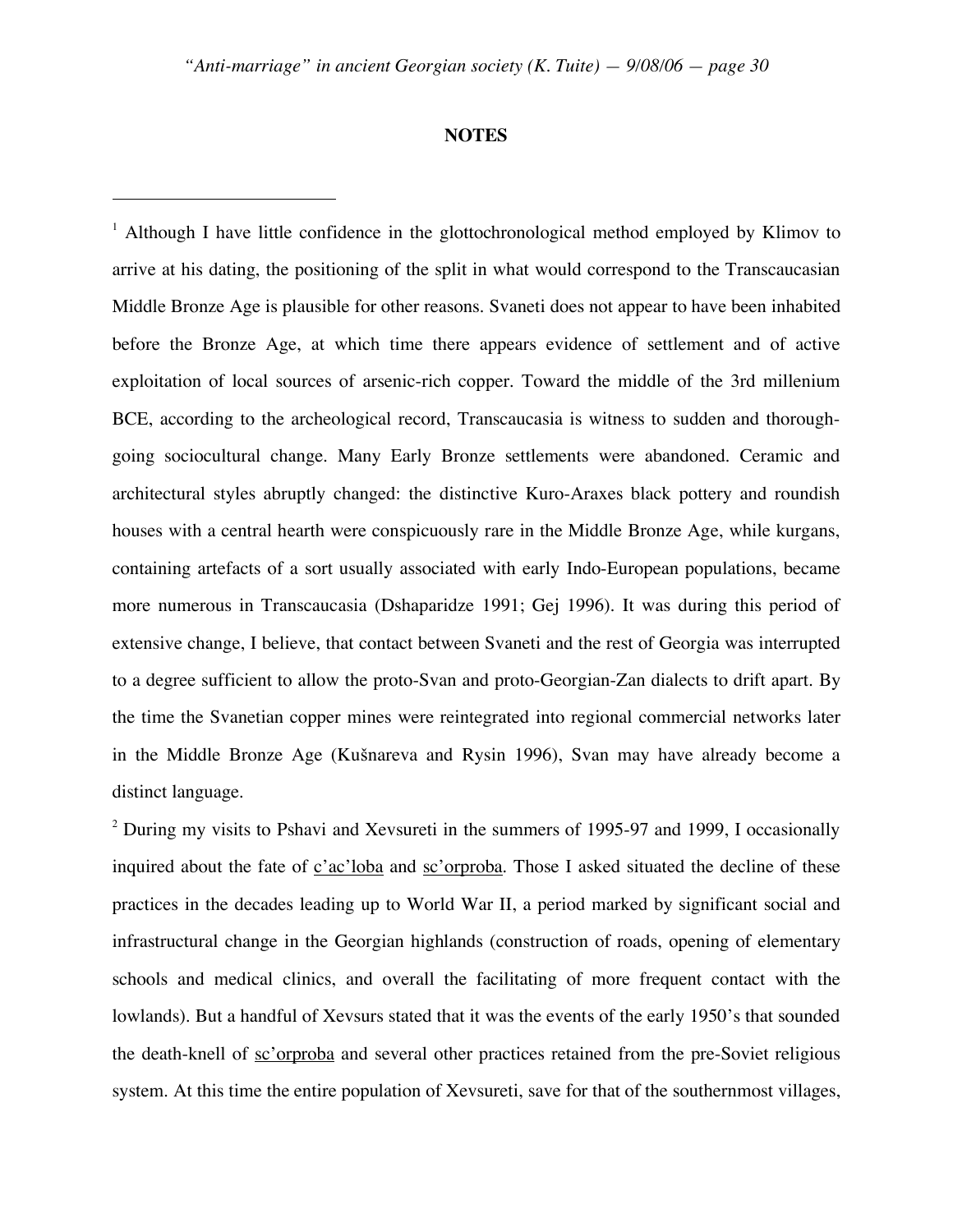## NOTES

[1] Although I have little confidence in the glottochronological method employed by Klimov to arrive at his dating, the positioning of the split in what would correspond to the Transcaucasian Middle Bronze Age is plausible for other reasons. Svaneti does not appear to have been inhabited before the Bronze Age, at which time there appears evidence of settlement and of active exploitation of local sources of arsenic-rich copper. Toward the middle of the 3rd millenium BCE, according to the archeological record, Transcaucasia is witness to sudden and thorough-going sociocultural change. Many Early Bronze settlements were abandoned. Ceramic and architectural styles abruptly changed: the distinctive Kuro-Araxes black pottery and roundish houses with a central hearth were conspicuously rare in the Middle Bronze Age, while kurgans, containing artefacts of a sort usually associated with early Indo-European populations, became more numerous in Transcaucasia (Dshaparidze 1991; Gej 1996). It was during this period of extensive change, I believe, that contact between Svaneti and the rest of Georgia was interrupted to a degree sufficient to allow the proto-Svan and proto-Georgian-Zan dialects to drift apart. By the time the Svanetian copper mines were reintegrated into regional commercial networks later in the Middle Bronze Age (Kušnareva and Rysin 1996), Svan may have already become a distinct language.

[2] During my visits to Pshavi and Xevsureti in the summers of 1995-97 and 1999, I occasionally inquired about the fate of <u>c'ac'loba</u> and <u>sc'orproba</u>. Those I asked situated the decline of these practices in the decades leading up to World War II, a period marked by significant social and infrastructural change in the Georgian highlands (construction of roads, opening of elementary schools and medical clinics, and overall the facilitating of more frequent contact with the lowlands). But a handful of Xevsurs stated that it was the events of the early 1950's that sounded the death-knell of <u>sc'orproba</u> and several other practices retained from the pre-Soviet religious system. At this time the entire population of Xevsureti, save for that of the southernmost villages,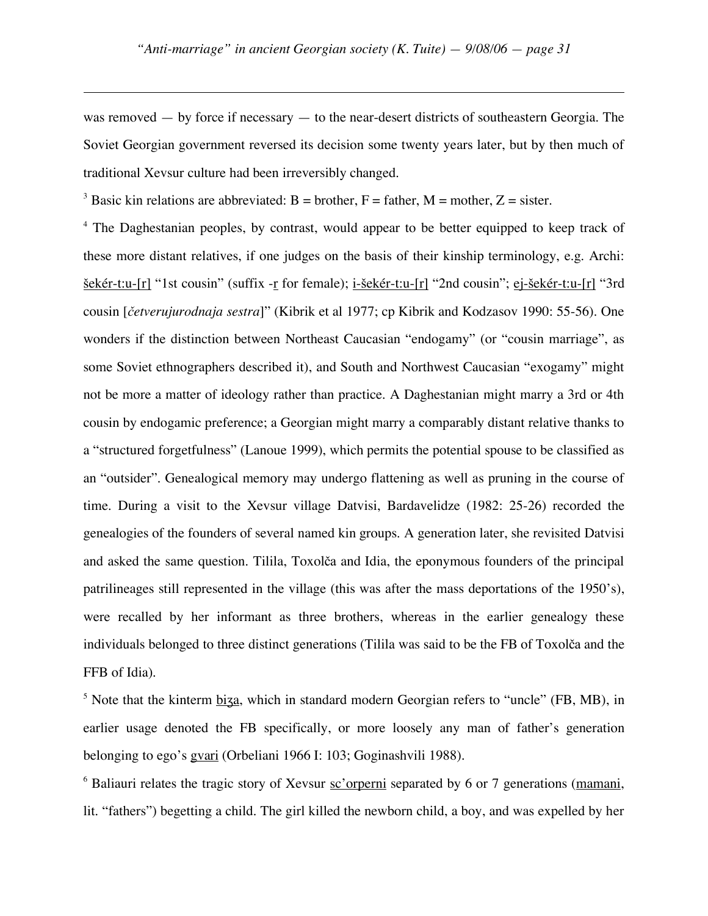was removed — by force if necessary — to the near-desert districts of southeastern Georgia. The Soviet Georgian government reversed its decision some twenty years later, but by then much of traditional Xevsur culture had been irreversibly changed.

[3] Basic kin relations are abbreviated: B = brother, F = father, M = mother, Z = sister.

[4] The Daghestanian peoples, by contrast, would appear to be better equipped to keep track of these more distant relatives, if one judges on the basis of their kinship terminology, e.g. Archi: šekér-t:u-[r] "1st cousin" (suffix -r for female); i-šekér-t:u-[r] "2nd cousin"; ej-šekér-t:u-[r] "3rd cousin [*četverujurodnaja sestra*]" (Kibrik et al 1977; cp Kibrik and Kodzasov 1990: 55-56). One wonders if the distinction between Northeast Caucasian "endogamy" (or "cousin marriage", as some Soviet ethnographers described it), and South and Northwest Caucasian "exogamy" might not be more a matter of ideology rather than practice. A Daghestanian might marry a 3rd or 4th cousin by endogamic preference; a Georgian might marry a comparably distant relative thanks to a "structured forgetfulness" (Lanoue 1999), which permits the potential spouse to be classified as an "outsider". Genealogical memory may undergo flattening as well as pruning in the course of time. During a visit to the Xevsur village Datvisi, Bardavelidze (1982: 25-26) recorded the genealogies of the founders of several named kin groups. A generation later, she revisited Datvisi and asked the same question. Tilila, Toxolča and Idia, the eponymous founders of the principal patrilineages still represented in the village (this was after the mass deportations of the 1950's), were recalled by her informant as three brothers, whereas in the earlier genealogy these individuals belonged to three distinct generations (Tilila was said to be the FB of Toxolča and the FFB of Idia).

[5] Note that the kinterm biʒa, which in standard modern Georgian refers to "uncle" (FB, MB), in earlier usage denoted the FB specifically, or more loosely any man of father's generation belonging to ego's gvari (Orbeliani 1966 I: 103; Goginashvili 1988).

[6] Baliauri relates the tragic story of Xevsur sc'orperni separated by 6 or 7 generations (mamani, lit. "fathers") begetting a child. The girl killed the newborn child, a boy, and was expelled by her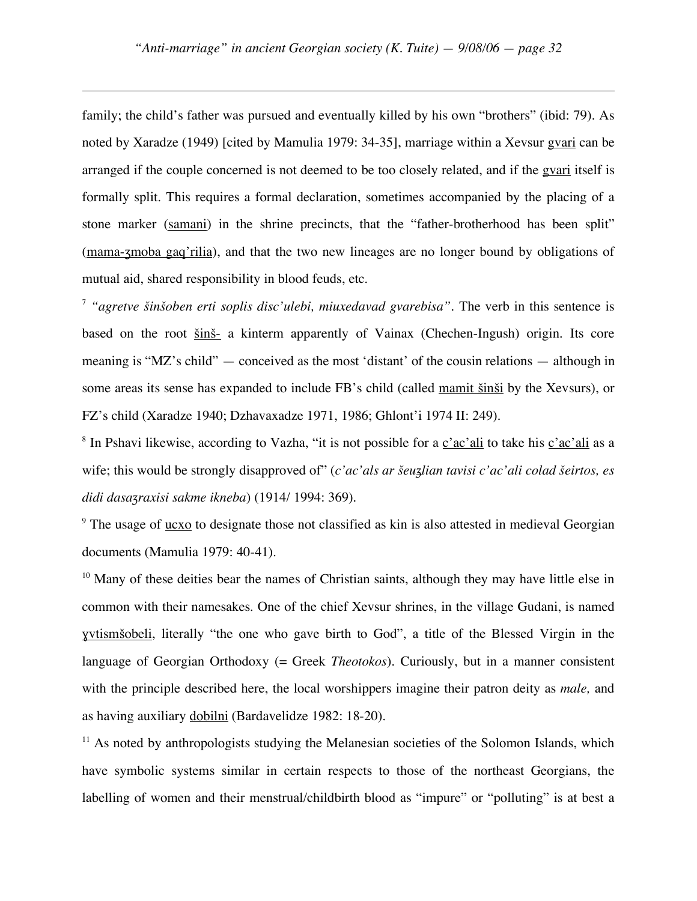family; the child's father was pursued and eventually killed by his own "brothers" (ibid: 79). As noted by Xaradze (1949) [cited by Mamulia 1979: 34-35], marriage within a Xevsur gvari can be arranged if the couple concerned is not deemed to be too closely related, and if the gvari itself is formally split. This requires a formal declaration, sometimes accompanied by the placing of a stone marker (samani) in the shrine precincts, that the "father-brotherhood has been split" (mama-ʒmoba gaq'rilia), and that the two new lineages are no longer bound by obligations of mutual aid, shared responsibility in blood feuds, etc.

[7] *"agretve šinšoben erti soplis disc'ulebi, miuxedavad gvarebisa"*. The verb in this sentence is based on the root šinš- a kinterm apparently of Vainax (Chechen-Ingush) origin. Its core meaning is "MZ's child" — conceived as the most 'distant' of the cousin relations — although in some areas its sense has expanded to include FB's child (called mamit šinši by the Xevsurs), or FZ's child (Xaradze 1940; Dzhavaxadze 1971, 1986; Ghlont'i 1974 II: 249).

[8] In Pshavi likewise, according to Vazha, "it is not possible for a c'ac'ali to take his c'ac'ali as a wife; this would be strongly disapproved of" (*c'ac'als ar šeuʒlian tavisi c'ac'ali colad šeirtos, es didi dasaʒraxisi sakme ikneba*) (1914/ 1994: 369).

[9] The usage of ucxo to designate those not classified as kin is also attested in medieval Georgian documents (Mamulia 1979: 40-41).

[10] Many of these deities bear the names of Christian saints, although they may have little else in common with their namesakes. One of the chief Xevsur shrines, in the village Gudani, is named ɣvtismšobeli, literally "the one who gave birth to God", a title of the Blessed Virgin in the language of Georgian Orthodoxy (= Greek *Theotokos*). Curiously, but in a manner consistent with the principle described here, the local worshippers imagine their patron deity as *male,* and as having auxiliary dobilni (Bardavelidze 1982: 18-20).

[11] As noted by anthropologists studying the Melanesian societies of the Solomon Islands, which have symbolic systems similar in certain respects to those of the northeast Georgians, the labelling of women and their menstrual/childbirth blood as "impure" or "polluting" is at best a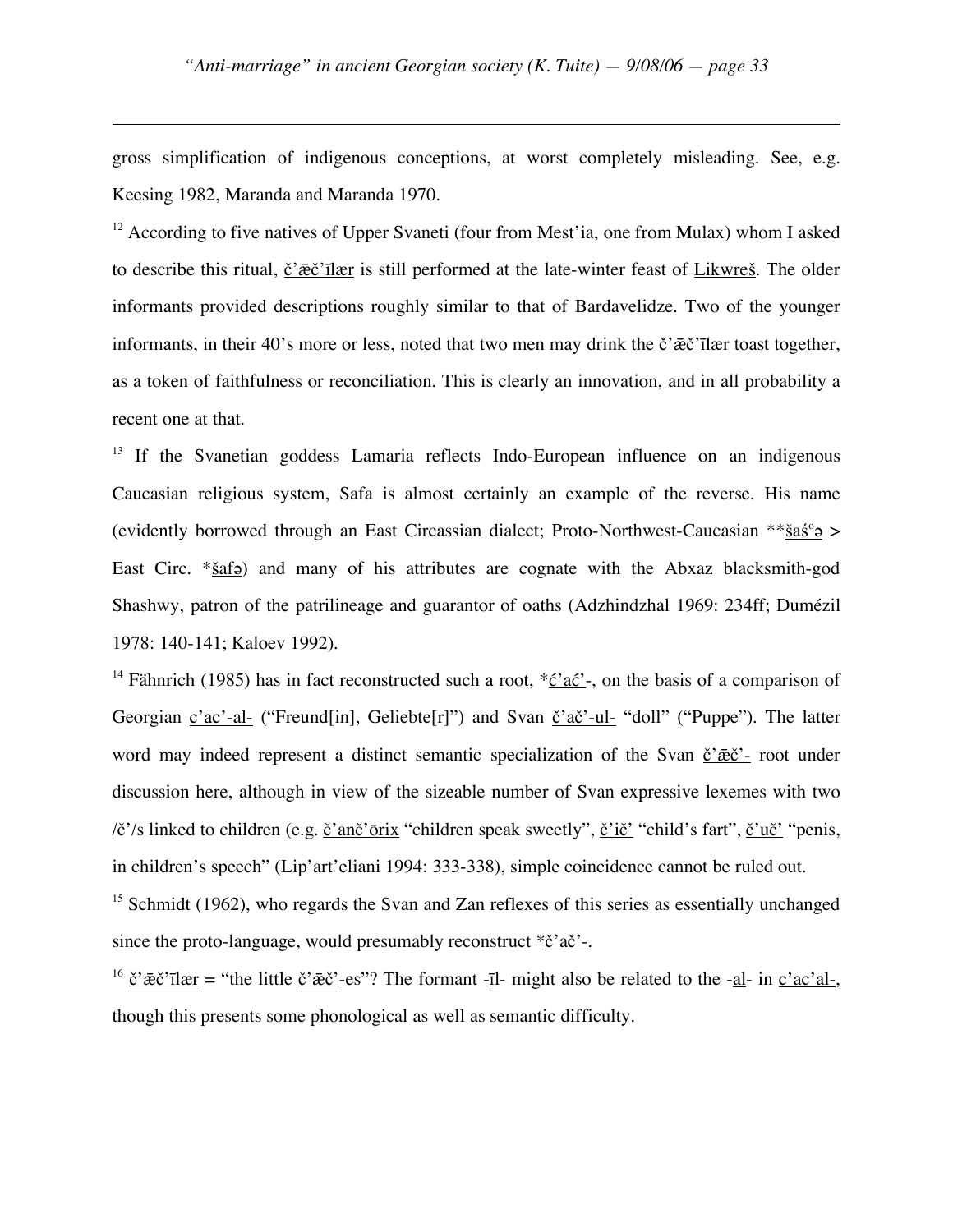gross simplification of indigenous conceptions, at worst completely misleading. See, e.g. Keesing 1982, Maranda and Maranda 1970.

[12] According to five natives of Upper Svaneti (four from Mest'ia, one from Mulax) whom I asked to describe this ritual, <u>č'ǟč'īlær</u> is still performed at the late-winter feast of <u>Likwreš</u>. The older informants provided descriptions roughly similar to that of Bardavelidze. Two of the younger informants, in their 40's more or less, noted that two men may drink the <u>č'ǟč'īlær</u> toast together, as a token of faithfulness or reconciliation. This is clearly an innovation, and in all probability a recent one at that.

[13] If the Svanetian goddess Lamaria reflects Indo-European influence on an indigenous Caucasian religious system, Safa is almost certainly an example of the reverse. His name (evidently borrowed through an East Circassian dialect; Proto-Northwest-Caucasian **<u>šaśºə</u> > East Circ. *<u>šafə</u>) and many of his attributes are cognate with the Abxaz blacksmith-god Shashwy, patron of the patrilineage and guarantor of oaths (Adzhindzhal 1969: 234ff; Dumézil 1978: 140-141; Kaloev 1992).

[14] Fähnrich (1985) has in fact reconstructed such a root, *<u>ć'ać'</u>-, on the basis of a comparison of Georgian <u>c'ac'-al-</u> ("Freund[in], Geliebte[r]") and Svan <u>č'ač'-ul-</u> "doll" ("Puppe"). The latter word may indeed represent a distinct semantic specialization of the Svan <u>č'ǟč'-</u> root under discussion here, although in view of the sizeable number of Svan expressive lexemes with two /č'/s linked to children (e.g. <u>č'anč'ōrix</u> "children speak sweetly", <u>č'ič'</u> "child's fart", <u>č'uč'</u> "penis, in children's speech" (Lip'art'eliani 1994: 333-338), simple coincidence cannot be ruled out.

[15] Schmidt (1962), who regards the Svan and Zan reflexes of this series as essentially unchanged since the proto-language, would presumably reconstruct *<u>č'ač'-</u>.

[16] <u>č'ǟč'īlær</u> = "the little <u>č'ǟč'</u>-es"? The formant -<u>īl</u>- might also be related to the -<u>al</u>- in <u>c'ac'al-</u>, though this presents some phonological as well as semantic difficulty.